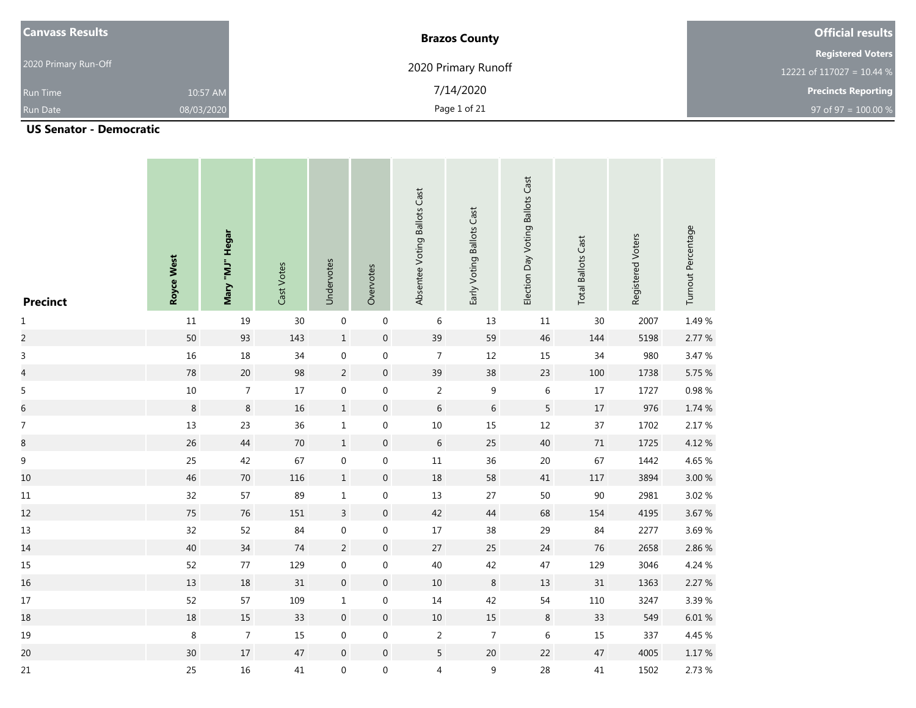| Canvass Results | | Brazos County | Official results |
|---|---|---|---|
| 2020 Primary Run-Off | | 2020 Primary Runoff | Registered Voters |
| | | 7/14/2020 | 12221 of 117027 = 10.44 % |
| Run Time | 10:57 AM | | Precincts Reporting |
| Run Date | 08/03/2020 | | 97 of 97 = 100.00 % |

## US Senator - Democratic

| Precinct | Royce West | Mary "MJ" Hegar | Cast Votes | Undervotes | Overvotes | Absentee Voting Ballots Cast | Early Voting Ballots Cast | Election Day Voting Ballots Cast | Total Ballots Cast | Registered Voters | Turnout Percentage |
|---|---|---|---|---|---|---|---|---|---|---|---|
| 1 | 11 | 19 | 30 | 0 | 0 | 6 | 13 | 11 | 30 | 2007 | 1.49 % |
| 2 | 50 | 93 | 143 | 1 | 0 | 39 | 59 | 46 | 144 | 5198 | 2.77 % |
| 3 | 16 | 18 | 34 | 0 | 0 | 7 | 12 | 15 | 34 | 980 | 3.47 % |
| 4 | 78 | 20 | 98 | 2 | 0 | 39 | 38 | 23 | 100 | 1738 | 5.75 % |
| 5 | 10 | 7 | 17 | 0 | 0 | 2 | 9 | 6 | 17 | 1727 | 0.98 % |
| 6 | 8 | 8 | 16 | 1 | 0 | 6 | 6 | 5 | 17 | 976 | 1.74 % |
| 7 | 13 | 23 | 36 | 1 | 0 | 10 | 15 | 12 | 37 | 1702 | 2.17 % |
| 8 | 26 | 44 | 70 | 1 | 0 | 6 | 25 | 40 | 71 | 1725 | 4.12 % |
| 9 | 25 | 42 | 67 | 0 | 0 | 11 | 36 | 20 | 67 | 1442 | 4.65 % |
| 10 | 46 | 70 | 116 | 1 | 0 | 18 | 58 | 41 | 117 | 3894 | 3.00 % |
| 11 | 32 | 57 | 89 | 1 | 0 | 13 | 27 | 50 | 90 | 2981 | 3.02 % |
| 12 | 75 | 76 | 151 | 3 | 0 | 42 | 44 | 68 | 154 | 4195 | 3.67 % |
| 13 | 32 | 52 | 84 | 0 | 0 | 17 | 38 | 29 | 84 | 2277 | 3.69 % |
| 14 | 40 | 34 | 74 | 2 | 0 | 27 | 25 | 24 | 76 | 2658 | 2.86 % |
| 15 | 52 | 77 | 129 | 0 | 0 | 40 | 42 | 47 | 129 | 3046 | 4.24 % |
| 16 | 13 | 18 | 31 | 0 | 0 | 10 | 8 | 13 | 31 | 1363 | 2.27 % |
| 17 | 52 | 57 | 109 | 1 | 0 | 14 | 42 | 54 | 110 | 3247 | 3.39 % |
| 18 | 18 | 15 | 33 | 0 | 0 | 10 | 15 | 8 | 33 | 549 | 6.01 % |
| 19 | 8 | 7 | 15 | 0 | 0 | 2 | 7 | 6 | 15 | 337 | 4.45 % |
| 20 | 30 | 17 | 47 | 0 | 0 | 5 | 20 | 22 | 47 | 4005 | 1.17 % |
| 21 | 25 | 16 | 41 | 0 | 0 | 4 | 9 | 28 | 41 | 1502 | 2.73 % |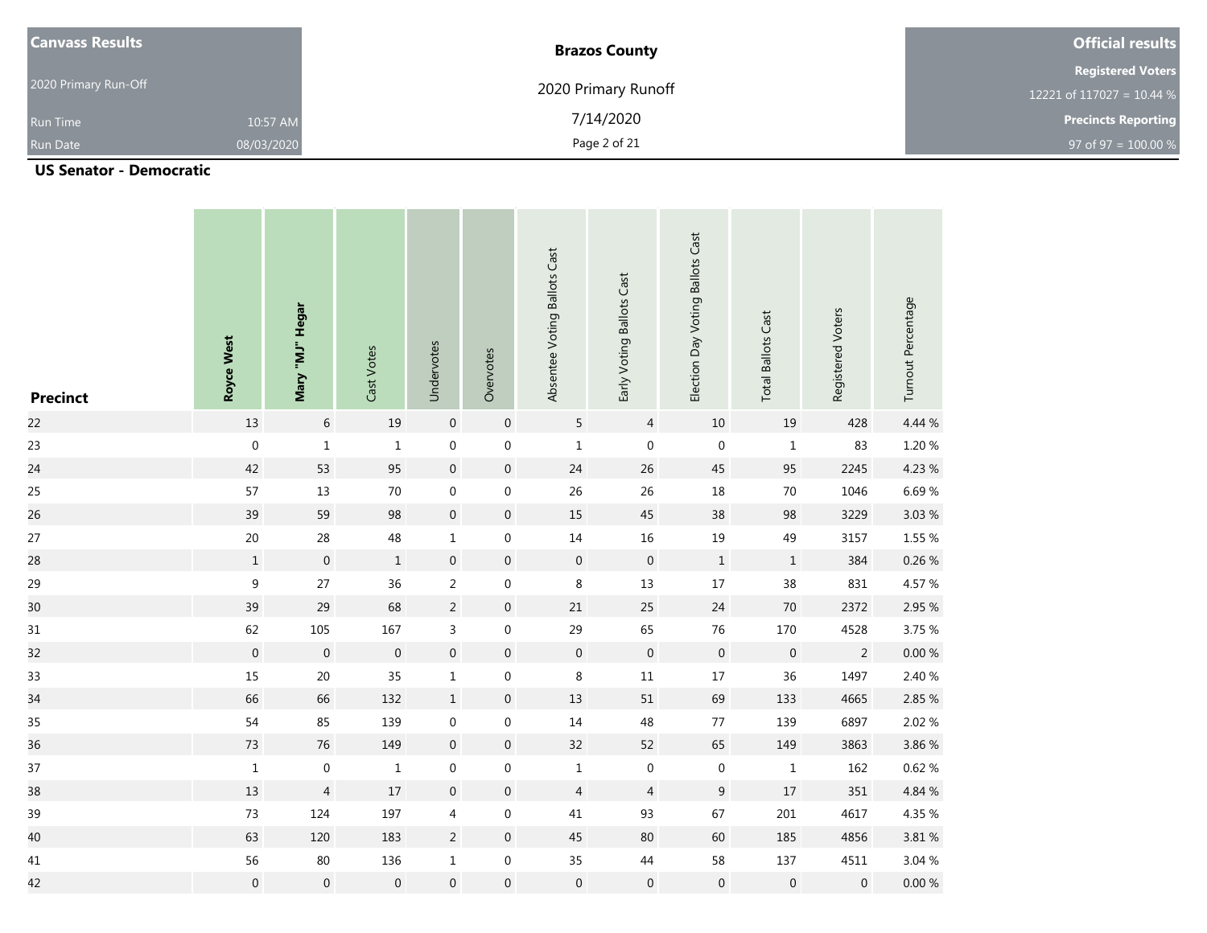**Canvass Results**

2020 Primary Run-Off

Run Time 10:57 AM

Run Date 08/03/2020

**Brazos County**

2020 Primary Runoff

7/14/2020

**Official results**

**Registered Voters**

12221 of 117027 = 10.44 %

**Precincts Reporting**

97 of 97 = 100.00 %

## US Senator - Democratic

| Precinct | Royce West | Mary "MJ" Hegar | Cast Votes | Undervotes | Overvotes | Absentee Voting Ballots Cast | Early Voting Ballots Cast | Election Day Voting Ballots Cast | Total Ballots Cast | Registered Voters | Turnout Percentage |
|---|---|---|---|---|---|---|---|---|---|---|---|
| 22 | 13 | 6 | 19 | 0 | 0 | 5 | 4 | 10 | 19 | 428 | 4.44 % |
| 23 | 0 | 1 | 1 | 0 | 0 | 1 | 0 | 0 | 1 | 83 | 1.20 % |
| 24 | 42 | 53 | 95 | 0 | 0 | 24 | 26 | 45 | 95 | 2245 | 4.23 % |
| 25 | 57 | 13 | 70 | 0 | 0 | 26 | 26 | 18 | 70 | 1046 | 6.69 % |
| 26 | 39 | 59 | 98 | 0 | 0 | 15 | 45 | 38 | 98 | 3229 | 3.03 % |
| 27 | 20 | 28 | 48 | 1 | 0 | 14 | 16 | 19 | 49 | 3157 | 1.55 % |
| 28 | 1 | 0 | 1 | 0 | 0 | 0 | 0 | 1 | 1 | 384 | 0.26 % |
| 29 | 9 | 27 | 36 | 2 | 0 | 8 | 13 | 17 | 38 | 831 | 4.57 % |
| 30 | 39 | 29 | 68 | 2 | 0 | 21 | 25 | 24 | 70 | 2372 | 2.95 % |
| 31 | 62 | 105 | 167 | 3 | 0 | 29 | 65 | 76 | 170 | 4528 | 3.75 % |
| 32 | 0 | 0 | 0 | 0 | 0 | 0 | 0 | 0 | 0 | 2 | 0.00 % |
| 33 | 15 | 20 | 35 | 1 | 0 | 8 | 11 | 17 | 36 | 1497 | 2.40 % |
| 34 | 66 | 66 | 132 | 1 | 0 | 13 | 51 | 69 | 133 | 4665 | 2.85 % |
| 35 | 54 | 85 | 139 | 0 | 0 | 14 | 48 | 77 | 139 | 6897 | 2.02 % |
| 36 | 73 | 76 | 149 | 0 | 0 | 32 | 52 | 65 | 149 | 3863 | 3.86 % |
| 37 | 1 | 0 | 1 | 0 | 0 | 1 | 0 | 0 | 1 | 162 | 0.62 % |
| 38 | 13 | 4 | 17 | 0 | 0 | 4 | 4 | 9 | 17 | 351 | 4.84 % |
| 39 | 73 | 124 | 197 | 4 | 0 | 41 | 93 | 67 | 201 | 4617 | 4.35 % |
| 40 | 63 | 120 | 183 | 2 | 0 | 45 | 80 | 60 | 185 | 4856 | 3.81 % |
| 41 | 56 | 80 | 136 | 1 | 0 | 35 | 44 | 58 | 137 | 4511 | 3.04 % |
| 42 | 0 | 0 | 0 | 0 | 0 | 0 | 0 | 0 | 0 | 0 | 0.00 % |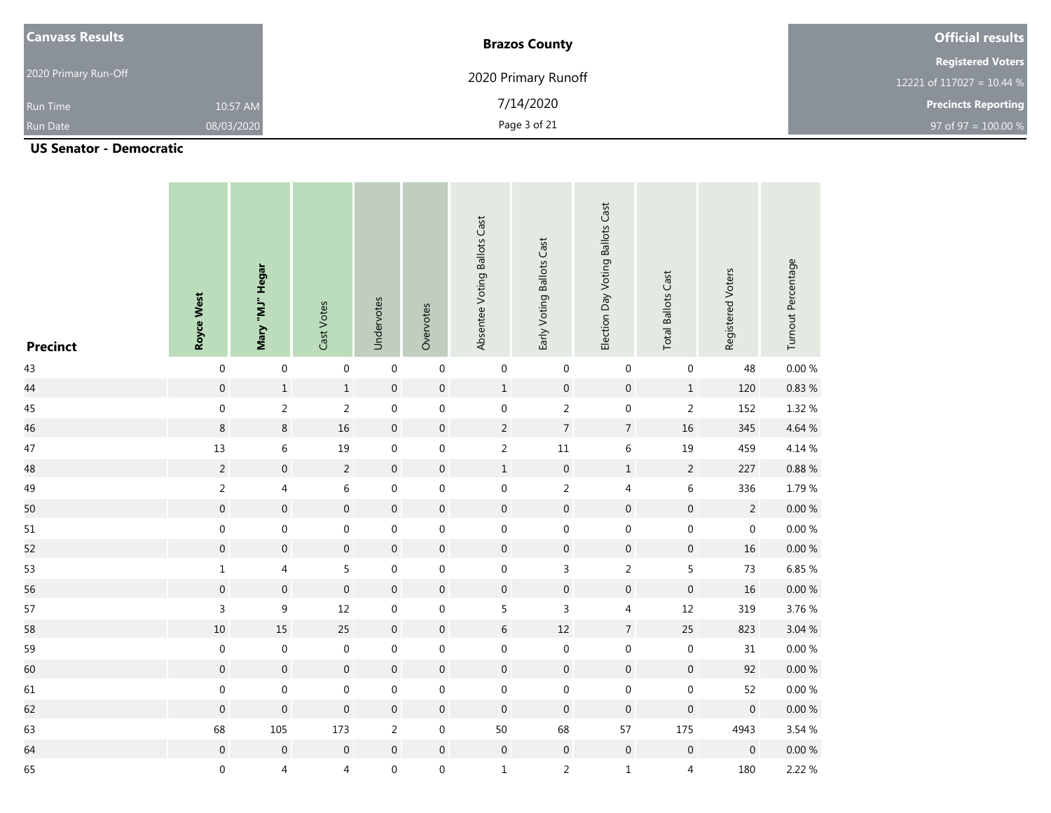**Canvass Results**

2020 Primary Run-Off

Run Time 10:57 AM

Run Date 08/03/2020

**Brazos County**

2020 Primary Runoff

7/14/2020

**Official results**

**Registered Voters**

12221 of 117027 = 10.44 %

**Precincts Reporting**

97 of 97 = 100.00 %

## US Senator - Democratic

| Precinct | Royce West | Mary "MJ" Hegar | Cast Votes | Undervotes | Overvotes | Absentee Voting Ballots Cast | Early Voting Ballots Cast | Election Day Voting Ballots Cast | Total Ballots Cast | Registered Voters | Turnout Percentage |
|---|---|---|---|---|---|---|---|---|---|---|---|
| 43 | 0 | 0 | 0 | 0 | 0 | 0 | 0 | 0 | 0 | 48 | 0.00 % |
| 44 | 0 | 1 | 1 | 0 | 0 | 1 | 0 | 0 | 1 | 120 | 0.83 % |
| 45 | 0 | 2 | 2 | 0 | 0 | 0 | 2 | 0 | 2 | 152 | 1.32 % |
| 46 | 8 | 8 | 16 | 0 | 0 | 2 | 7 | 7 | 16 | 345 | 4.64 % |
| 47 | 13 | 6 | 19 | 0 | 0 | 2 | 11 | 6 | 19 | 459 | 4.14 % |
| 48 | 2 | 0 | 2 | 0 | 0 | 1 | 0 | 1 | 2 | 227 | 0.88 % |
| 49 | 2 | 4 | 6 | 0 | 0 | 0 | 2 | 4 | 6 | 336 | 1.79 % |
| 50 | 0 | 0 | 0 | 0 | 0 | 0 | 0 | 0 | 0 | 2 | 0.00 % |
| 51 | 0 | 0 | 0 | 0 | 0 | 0 | 0 | 0 | 0 | 0 | 0.00 % |
| 52 | 0 | 0 | 0 | 0 | 0 | 0 | 0 | 0 | 0 | 16 | 0.00 % |
| 53 | 1 | 4 | 5 | 0 | 0 | 0 | 3 | 2 | 5 | 73 | 6.85 % |
| 56 | 0 | 0 | 0 | 0 | 0 | 0 | 0 | 0 | 0 | 16 | 0.00 % |
| 57 | 3 | 9 | 12 | 0 | 0 | 5 | 3 | 4 | 12 | 319 | 3.76 % |
| 58 | 10 | 15 | 25 | 0 | 0 | 6 | 12 | 7 | 25 | 823 | 3.04 % |
| 59 | 0 | 0 | 0 | 0 | 0 | 0 | 0 | 0 | 0 | 31 | 0.00 % |
| 60 | 0 | 0 | 0 | 0 | 0 | 0 | 0 | 0 | 0 | 92 | 0.00 % |
| 61 | 0 | 0 | 0 | 0 | 0 | 0 | 0 | 0 | 0 | 52 | 0.00 % |
| 62 | 0 | 0 | 0 | 0 | 0 | 0 | 0 | 0 | 0 | 0 | 0.00 % |
| 63 | 68 | 105 | 173 | 2 | 0 | 50 | 68 | 57 | 175 | 4943 | 3.54 % |
| 64 | 0 | 0 | 0 | 0 | 0 | 0 | 0 | 0 | 0 | 0 | 0.00 % |
| 65 | 0 | 4 | 4 | 0 | 0 | 1 | 2 | 1 | 4 | 180 | 2.22 % |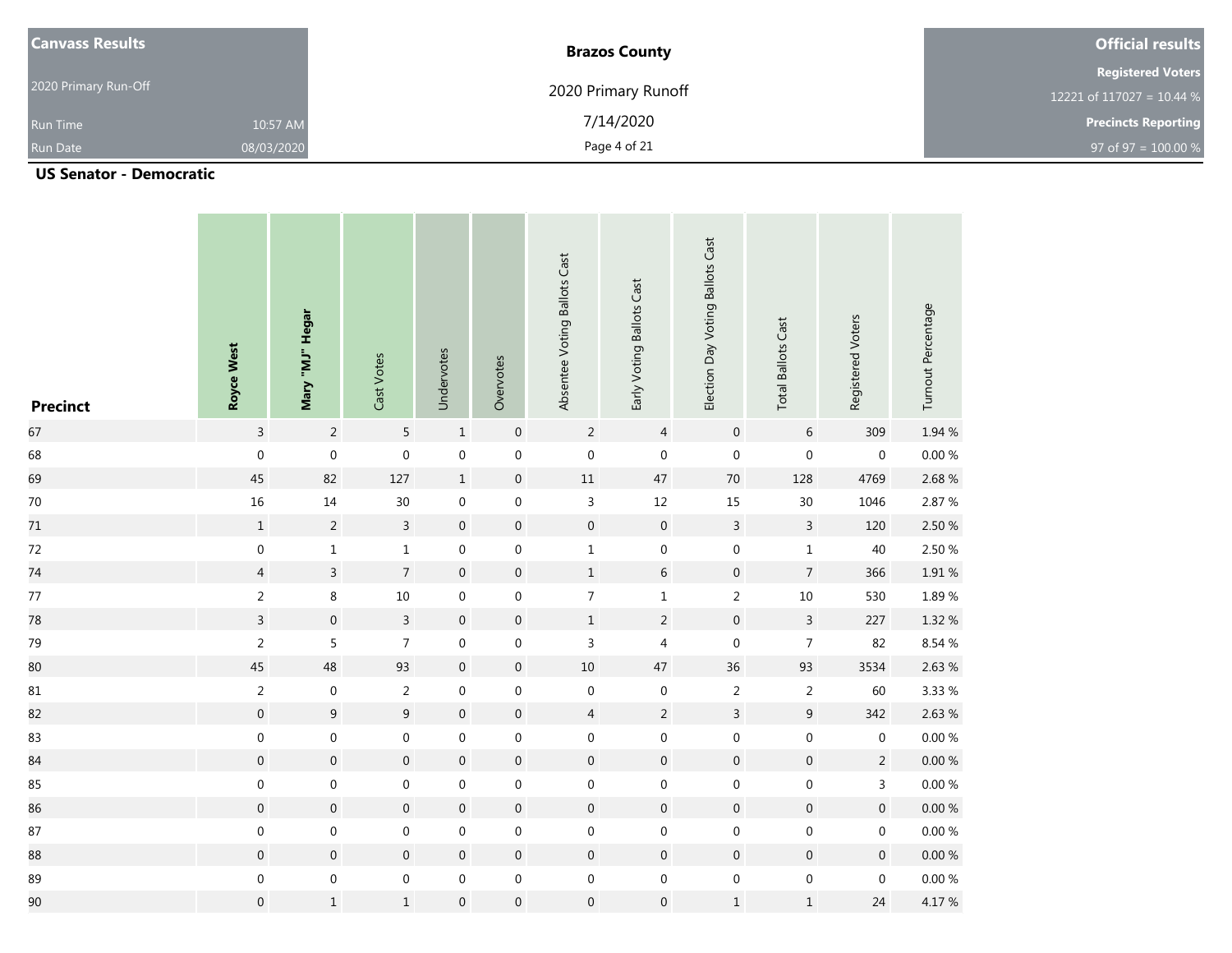| Canvass Results | | Brazos County | Official results |
|---|---|---|---|
| 2020 Primary Run-Off | | 2020 Primary Runoff | Registered Voters |
| | | | 12221 of 117027 = 10.44 % |
| Run Time | 10:57 AM | 7/14/2020 | Precincts Reporting |
| Run Date | 08/03/2020 | | 97 of 97 = 100.00 % |

## US Senator - Democratic

| Precinct | **Royce West** | **Mary "MJ" Hegar** | Cast Votes | Undervotes | Overvotes | Absentee Voting Ballots Cast | Early Voting Ballots Cast | Election Day Voting Ballots Cast | Total Ballots Cast | Registered Voters | Turnout Percentage |
|---|---|---|---|---|---|---|---|---|---|---|---|
| 67 | 3 | 2 | 5 | 1 | 0 | 2 | 4 | 0 | 6 | 309 | 1.94 % |
| 68 | 0 | 0 | 0 | 0 | 0 | 0 | 0 | 0 | 0 | 0 | 0.00 % |
| 69 | 45 | 82 | 127 | 1 | 0 | 11 | 47 | 70 | 128 | 4769 | 2.68 % |
| 70 | 16 | 14 | 30 | 0 | 0 | 3 | 12 | 15 | 30 | 1046 | 2.87 % |
| 71 | 1 | 2 | 3 | 0 | 0 | 0 | 0 | 3 | 3 | 120 | 2.50 % |
| 72 | 0 | 1 | 1 | 0 | 0 | 1 | 0 | 0 | 1 | 40 | 2.50 % |
| 74 | 4 | 3 | 7 | 0 | 0 | 1 | 6 | 0 | 7 | 366 | 1.91 % |
| 77 | 2 | 8 | 10 | 0 | 0 | 7 | 1 | 2 | 10 | 530 | 1.89 % |
| 78 | 3 | 0 | 3 | 0 | 0 | 1 | 2 | 0 | 3 | 227 | 1.32 % |
| 79 | 2 | 5 | 7 | 0 | 0 | 3 | 4 | 0 | 7 | 82 | 8.54 % |
| 80 | 45 | 48 | 93 | 0 | 0 | 10 | 47 | 36 | 93 | 3534 | 2.63 % |
| 81 | 2 | 0 | 2 | 0 | 0 | 0 | 0 | 2 | 2 | 60 | 3.33 % |
| 82 | 0 | 9 | 9 | 0 | 0 | 4 | 2 | 3 | 9 | 342 | 2.63 % |
| 83 | 0 | 0 | 0 | 0 | 0 | 0 | 0 | 0 | 0 | 0 | 0.00 % |
| 84 | 0 | 0 | 0 | 0 | 0 | 0 | 0 | 0 | 0 | 2 | 0.00 % |
| 85 | 0 | 0 | 0 | 0 | 0 | 0 | 0 | 0 | 0 | 3 | 0.00 % |
| 86 | 0 | 0 | 0 | 0 | 0 | 0 | 0 | 0 | 0 | 0 | 0.00 % |
| 87 | 0 | 0 | 0 | 0 | 0 | 0 | 0 | 0 | 0 | 0 | 0.00 % |
| 88 | 0 | 0 | 0 | 0 | 0 | 0 | 0 | 0 | 0 | 0 | 0.00 % |
| 89 | 0 | 0 | 0 | 0 | 0 | 0 | 0 | 0 | 0 | 0 | 0.00 % |
| 90 | 0 | 1 | 1 | 0 | 0 | 0 | 0 | 1 | 1 | 24 | 4.17 % |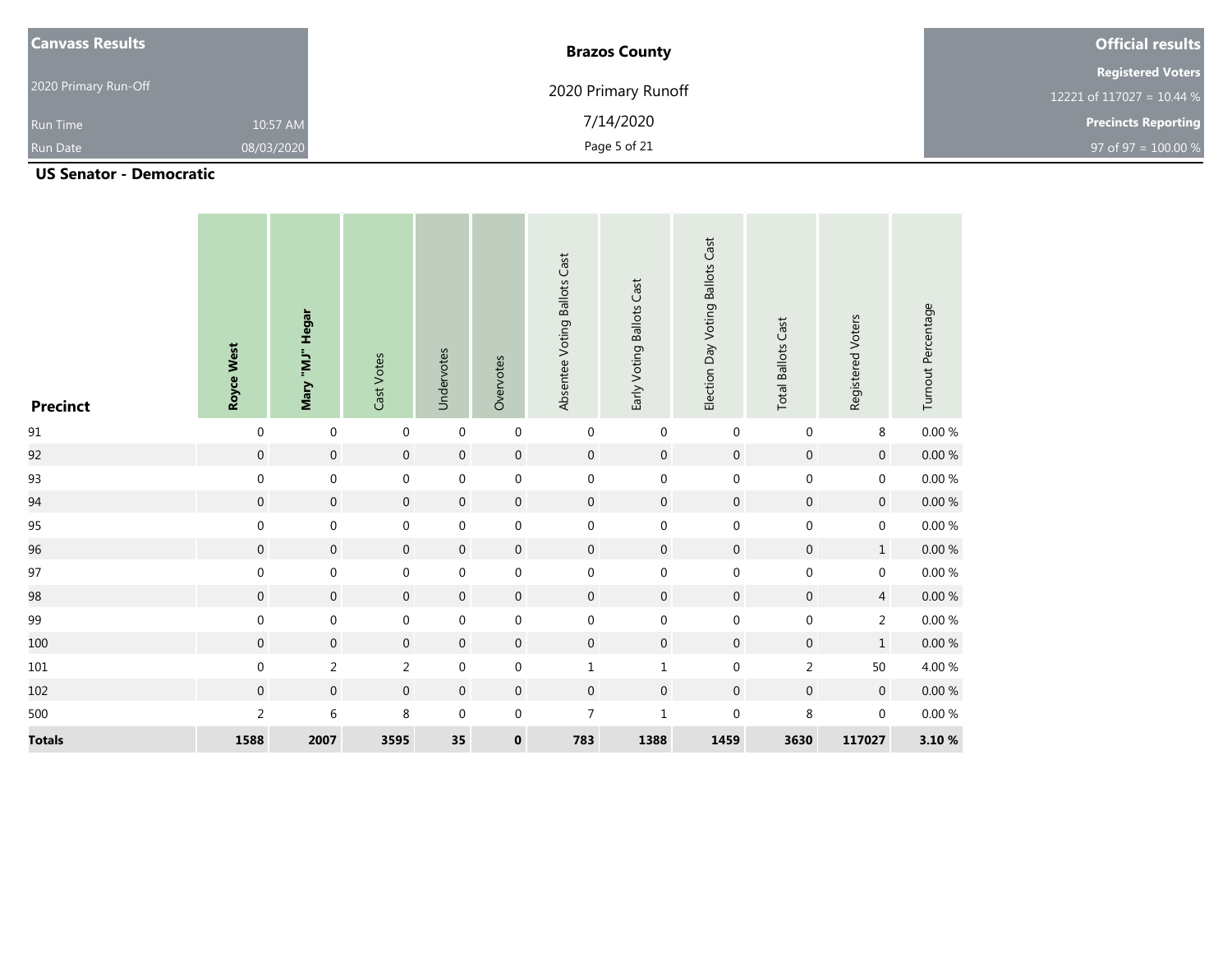| Canvass Results | | Brazos County | Official results |
|---|---|---|---|
| 2020 Primary Run-Off | | 2020 Primary Runoff | Registered Voters |
| | | | 12221 of 117027 = 10.44 % |
| Run Time | 10:57 AM | 7/14/2020 | Precincts Reporting |
| Run Date | 08/03/2020 | | 97 of 97 = 100.00 % |

## US Senator - Democratic

| Precinct | Royce West | Mary "MJ" Hegar | Cast Votes | Undervotes | Overvotes | Absentee Voting Ballots Cast | Early Voting Ballots Cast | Election Day Voting Ballots Cast | Total Ballots Cast | Registered Voters | Turnout Percentage |
|---|---|---|---|---|---|---|---|---|---|---|---|
| 91 | 0 | 0 | 0 | 0 | 0 | 0 | 0 | 0 | 0 | 8 | 0.00 % |
| 92 | 0 | 0 | 0 | 0 | 0 | 0 | 0 | 0 | 0 | 0 | 0.00 % |
| 93 | 0 | 0 | 0 | 0 | 0 | 0 | 0 | 0 | 0 | 0 | 0.00 % |
| 94 | 0 | 0 | 0 | 0 | 0 | 0 | 0 | 0 | 0 | 0 | 0.00 % |
| 95 | 0 | 0 | 0 | 0 | 0 | 0 | 0 | 0 | 0 | 0 | 0.00 % |
| 96 | 0 | 0 | 0 | 0 | 0 | 0 | 0 | 0 | 0 | 1 | 0.00 % |
| 97 | 0 | 0 | 0 | 0 | 0 | 0 | 0 | 0 | 0 | 0 | 0.00 % |
| 98 | 0 | 0 | 0 | 0 | 0 | 0 | 0 | 0 | 0 | 4 | 0.00 % |
| 99 | 0 | 0 | 0 | 0 | 0 | 0 | 0 | 0 | 0 | 2 | 0.00 % |
| 100 | 0 | 0 | 0 | 0 | 0 | 0 | 0 | 0 | 0 | 1 | 0.00 % |
| 101 | 0 | 2 | 2 | 0 | 0 | 1 | 1 | 0 | 2 | 50 | 4.00 % |
| 102 | 0 | 0 | 0 | 0 | 0 | 0 | 0 | 0 | 0 | 0 | 0.00 % |
| 500 | 2 | 6 | 8 | 0 | 0 | 7 | 1 | 0 | 8 | 0 | 0.00 % |
| **Totals** | **1588** | **2007** | **3595** | **35** | **0** | **783** | **1388** | **1459** | **3630** | **117027** | **3.10 %** |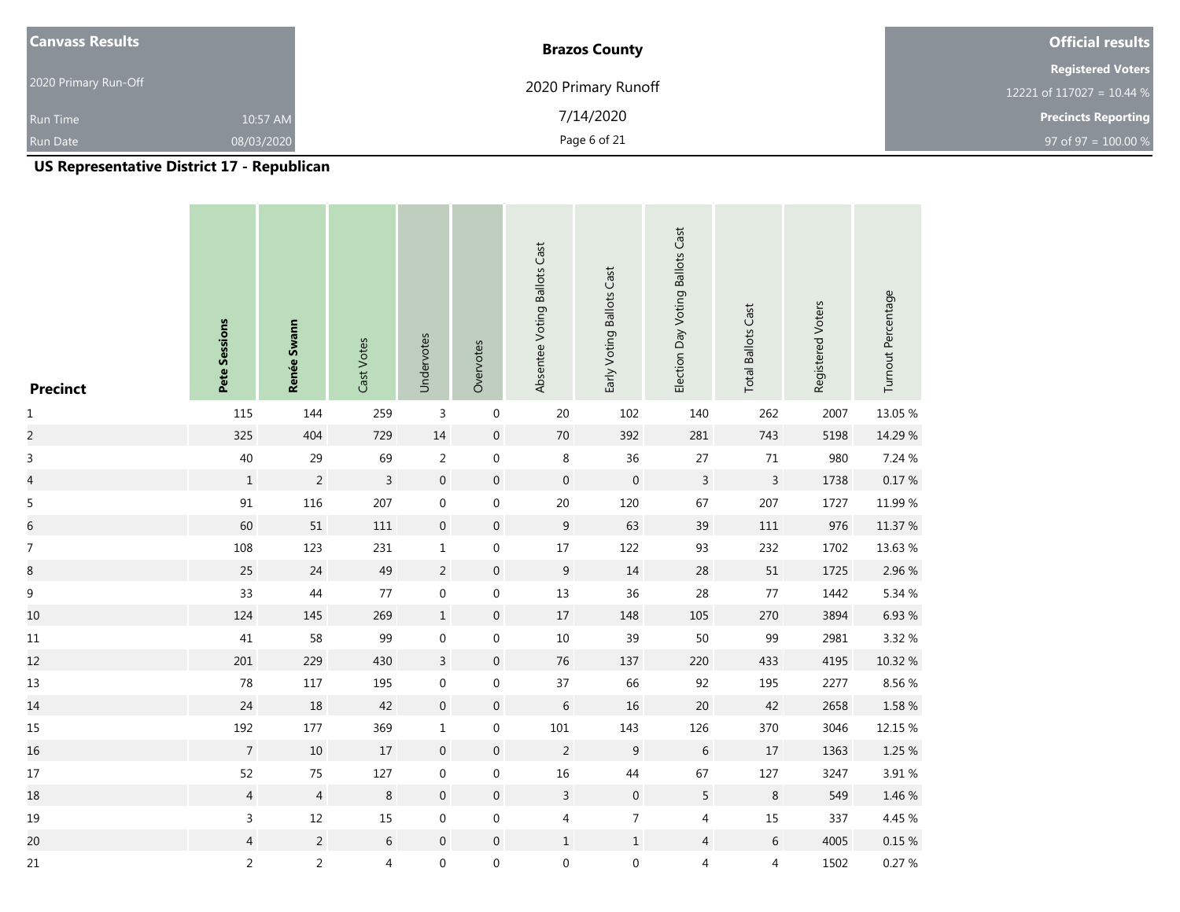| Canvass Results | | Brazos County | Official results |
|---|---|---|---|
| 2020 Primary Run-Off | | 2020 Primary Runoff | Registered Voters |
| Run Time | 10:57 AM | 7/14/2020 | 12221 of 117027 = 10.44 % |
| Run Date | 08/03/2020 | | Precincts Reporting |
| | | | 97 of 97 = 100.00 % |

## US Representative District 17 - Republican

| Precinct | **Pete Sessions** | **Renée Swann** | Cast Votes | Undervotes | Overvotes | Absentee Voting Ballots Cast | Early Voting Ballots Cast | Election Day Voting Ballots Cast | Total Ballots Cast | Registered Voters | Turnout Percentage |
|---|---|---|---|---|---|---|---|---|---|---|---|
| 1 | 115 | 144 | 259 | 3 | 0 | 20 | 102 | 140 | 262 | 2007 | 13.05 % |
| 2 | 325 | 404 | 729 | 14 | 0 | 70 | 392 | 281 | 743 | 5198 | 14.29 % |
| 3 | 40 | 29 | 69 | 2 | 0 | 8 | 36 | 27 | 71 | 980 | 7.24 % |
| 4 | 1 | 2 | 3 | 0 | 0 | 0 | 0 | 3 | 3 | 1738 | 0.17 % |
| 5 | 91 | 116 | 207 | 0 | 0 | 20 | 120 | 67 | 207 | 1727 | 11.99 % |
| 6 | 60 | 51 | 111 | 0 | 0 | 9 | 63 | 39 | 111 | 976 | 11.37 % |
| 7 | 108 | 123 | 231 | 1 | 0 | 17 | 122 | 93 | 232 | 1702 | 13.63 % |
| 8 | 25 | 24 | 49 | 2 | 0 | 9 | 14 | 28 | 51 | 1725 | 2.96 % |
| 9 | 33 | 44 | 77 | 0 | 0 | 13 | 36 | 28 | 77 | 1442 | 5.34 % |
| 10 | 124 | 145 | 269 | 1 | 0 | 17 | 148 | 105 | 270 | 3894 | 6.93 % |
| 11 | 41 | 58 | 99 | 0 | 0 | 10 | 39 | 50 | 99 | 2981 | 3.32 % |
| 12 | 201 | 229 | 430 | 3 | 0 | 76 | 137 | 220 | 433 | 4195 | 10.32 % |
| 13 | 78 | 117 | 195 | 0 | 0 | 37 | 66 | 92 | 195 | 2277 | 8.56 % |
| 14 | 24 | 18 | 42 | 0 | 0 | 6 | 16 | 20 | 42 | 2658 | 1.58 % |
| 15 | 192 | 177 | 369 | 1 | 0 | 101 | 143 | 126 | 370 | 3046 | 12.15 % |
| 16 | 7 | 10 | 17 | 0 | 0 | 2 | 9 | 6 | 17 | 1363 | 1.25 % |
| 17 | 52 | 75 | 127 | 0 | 0 | 16 | 44 | 67 | 127 | 3247 | 3.91 % |
| 18 | 4 | 4 | 8 | 0 | 0 | 3 | 0 | 5 | 8 | 549 | 1.46 % |
| 19 | 3 | 12 | 15 | 0 | 0 | 4 | 7 | 4 | 15 | 337 | 4.45 % |
| 20 | 4 | 2 | 6 | 0 | 0 | 1 | 1 | 4 | 6 | 4005 | 0.15 % |
| 21 | 2 | 2 | 4 | 0 | 0 | 0 | 0 | 4 | 4 | 1502 | 0.27 % |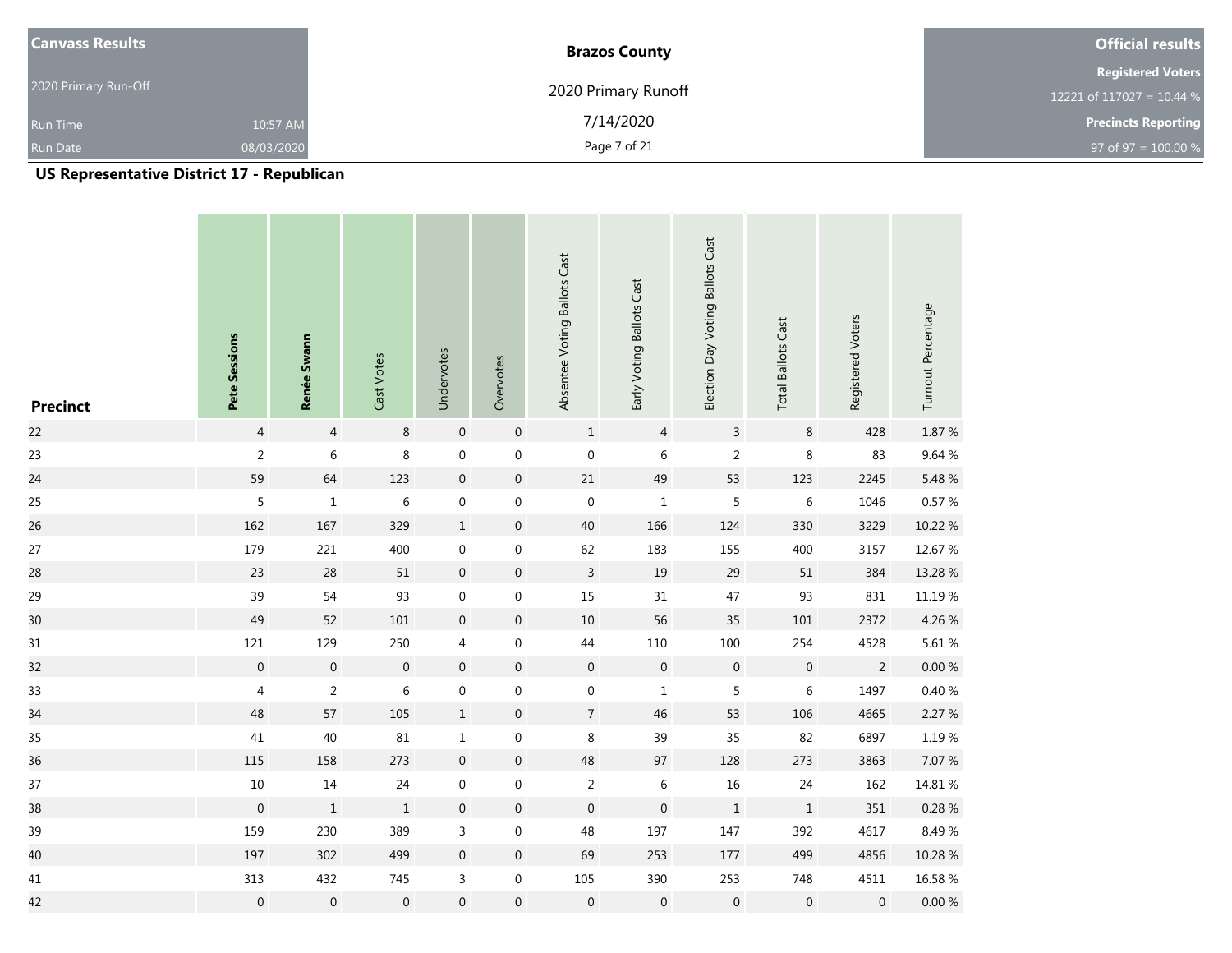| Canvass Results | | Brazos County | Official results |
|---|---|---|---|
| 2020 Primary Run-Off | | 2020 Primary Runoff | Registered Voters |
| Run Time | 10:57 AM | 7/14/2020 | 12221 of 117027 = 10.44 % |
| Run Date | 08/03/2020 | | Precincts Reporting |
| | | | 97 of 97 = 100.00 % |

## US Representative District 17 - Republican

| Precinct | Pete Sessions | Renée Swann | Cast Votes | Undervotes | Overvotes | Absentee Voting Ballots Cast | Early Voting Ballots Cast | Election Day Voting Ballots Cast | Total Ballots Cast | Registered Voters | Turnout Percentage |
|---|---|---|---|---|---|---|---|---|---|---|---|
| 22 | 4 | 4 | 8 | 0 | 0 | 1 | 4 | 3 | 8 | 428 | 1.87 % |
| 23 | 2 | 6 | 8 | 0 | 0 | 0 | 6 | 2 | 8 | 83 | 9.64 % |
| 24 | 59 | 64 | 123 | 0 | 0 | 21 | 49 | 53 | 123 | 2245 | 5.48 % |
| 25 | 5 | 1 | 6 | 0 | 0 | 0 | 1 | 5 | 6 | 1046 | 0.57 % |
| 26 | 162 | 167 | 329 | 1 | 0 | 40 | 166 | 124 | 330 | 3229 | 10.22 % |
| 27 | 179 | 221 | 400 | 0 | 0 | 62 | 183 | 155 | 400 | 3157 | 12.67 % |
| 28 | 23 | 28 | 51 | 0 | 0 | 3 | 19 | 29 | 51 | 384 | 13.28 % |
| 29 | 39 | 54 | 93 | 0 | 0 | 15 | 31 | 47 | 93 | 831 | 11.19 % |
| 30 | 49 | 52 | 101 | 0 | 0 | 10 | 56 | 35 | 101 | 2372 | 4.26 % |
| 31 | 121 | 129 | 250 | 4 | 0 | 44 | 110 | 100 | 254 | 4528 | 5.61 % |
| 32 | 0 | 0 | 0 | 0 | 0 | 0 | 0 | 0 | 0 | 2 | 0.00 % |
| 33 | 4 | 2 | 6 | 0 | 0 | 0 | 1 | 5 | 6 | 1497 | 0.40 % |
| 34 | 48 | 57 | 105 | 1 | 0 | 7 | 46 | 53 | 106 | 4665 | 2.27 % |
| 35 | 41 | 40 | 81 | 1 | 0 | 8 | 39 | 35 | 82 | 6897 | 1.19 % |
| 36 | 115 | 158 | 273 | 0 | 0 | 48 | 97 | 128 | 273 | 3863 | 7.07 % |
| 37 | 10 | 14 | 24 | 0 | 0 | 2 | 6 | 16 | 24 | 162 | 14.81 % |
| 38 | 0 | 1 | 1 | 0 | 0 | 0 | 0 | 1 | 1 | 351 | 0.28 % |
| 39 | 159 | 230 | 389 | 3 | 0 | 48 | 197 | 147 | 392 | 4617 | 8.49 % |
| 40 | 197 | 302 | 499 | 0 | 0 | 69 | 253 | 177 | 499 | 4856 | 10.28 % |
| 41 | 313 | 432 | 745 | 3 | 0 | 105 | 390 | 253 | 748 | 4511 | 16.58 % |
| 42 | 0 | 0 | 0 | 0 | 0 | 0 | 0 | 0 | 0 | 0 | 0.00 % |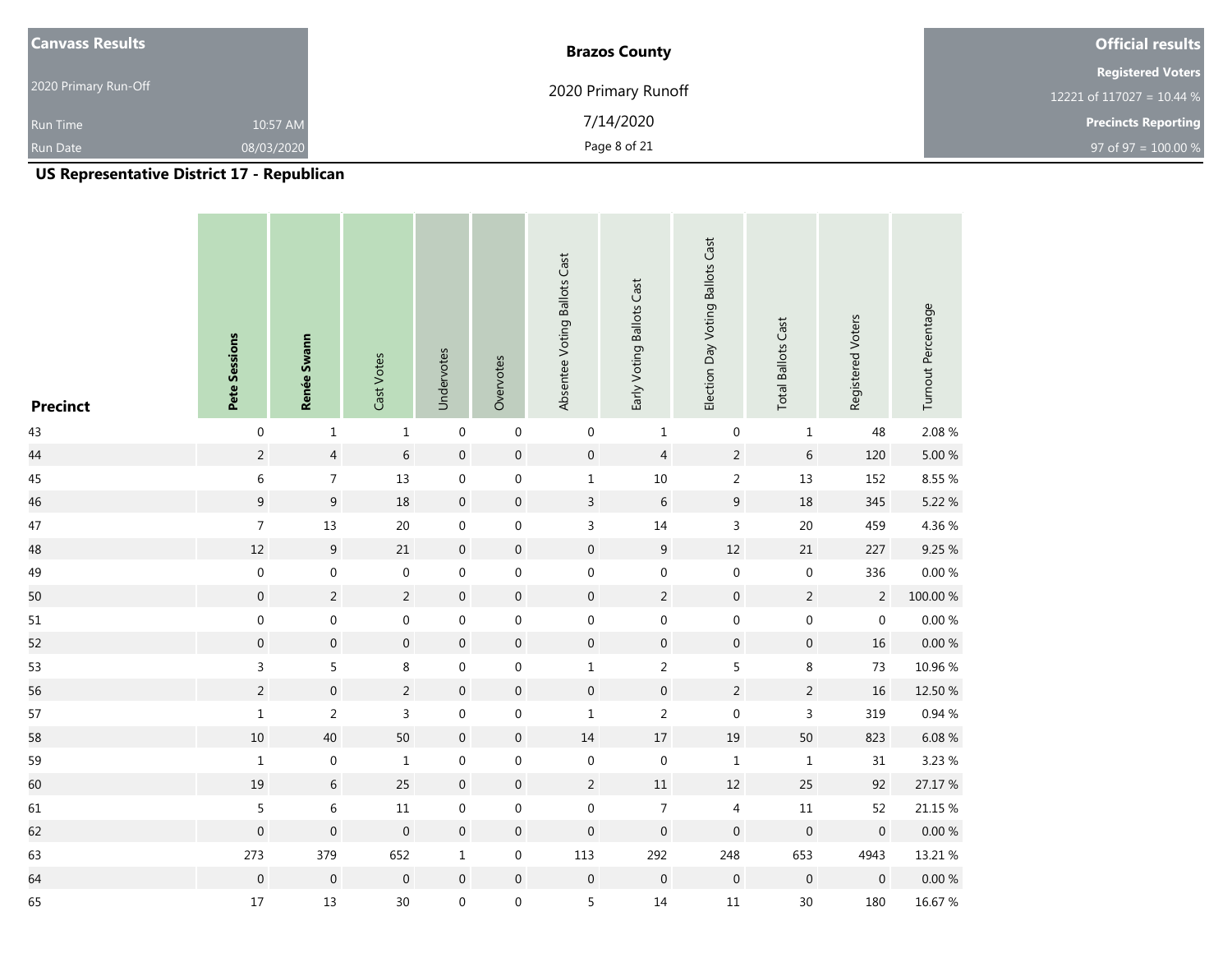| Canvass Results | Brazos County | Official results |
|---|---|---|
| 2020 Primary Run-Off | 2020 Primary Runoff | Registered Voters |
| | | 12221 of 117027 = 10.44 % |
| Run Time 10:57 AM | 7/14/2020 | Precincts Reporting |
| Run Date 08/03/2020 | | 97 of 97 = 100.00 % |

## US Representative District 17 - Republican

| Precinct | Pete Sessions | Renée Swann | Cast Votes | Undervotes | Overvotes | Absentee Voting Ballots Cast | Early Voting Ballots Cast | Election Day Voting Ballots Cast | Total Ballots Cast | Registered Voters | Turnout Percentage |
|---|---|---|---|---|---|---|---|---|---|---|---|
| 43 | 0 | 1 | 1 | 0 | 0 | 0 | 1 | 0 | 1 | 48 | 2.08 % |
| 44 | 2 | 4 | 6 | 0 | 0 | 0 | 4 | 2 | 6 | 120 | 5.00 % |
| 45 | 6 | 7 | 13 | 0 | 0 | 1 | 10 | 2 | 13 | 152 | 8.55 % |
| 46 | 9 | 9 | 18 | 0 | 0 | 3 | 6 | 9 | 18 | 345 | 5.22 % |
| 47 | 7 | 13 | 20 | 0 | 0 | 3 | 14 | 3 | 20 | 459 | 4.36 % |
| 48 | 12 | 9 | 21 | 0 | 0 | 0 | 9 | 12 | 21 | 227 | 9.25 % |
| 49 | 0 | 0 | 0 | 0 | 0 | 0 | 0 | 0 | 0 | 336 | 0.00 % |
| 50 | 0 | 2 | 2 | 0 | 0 | 0 | 2 | 0 | 2 | 2 | 100.00 % |
| 51 | 0 | 0 | 0 | 0 | 0 | 0 | 0 | 0 | 0 | 0 | 0.00 % |
| 52 | 0 | 0 | 0 | 0 | 0 | 0 | 0 | 0 | 0 | 16 | 0.00 % |
| 53 | 3 | 5 | 8 | 0 | 0 | 1 | 2 | 5 | 8 | 73 | 10.96 % |
| 56 | 2 | 0 | 2 | 0 | 0 | 0 | 0 | 2 | 2 | 16 | 12.50 % |
| 57 | 1 | 2 | 3 | 0 | 0 | 1 | 2 | 0 | 3 | 319 | 0.94 % |
| 58 | 10 | 40 | 50 | 0 | 0 | 14 | 17 | 19 | 50 | 823 | 6.08 % |
| 59 | 1 | 0 | 1 | 0 | 0 | 0 | 0 | 1 | 1 | 31 | 3.23 % |
| 60 | 19 | 6 | 25 | 0 | 0 | 2 | 11 | 12 | 25 | 92 | 27.17 % |
| 61 | 5 | 6 | 11 | 0 | 0 | 0 | 7 | 4 | 11 | 52 | 21.15 % |
| 62 | 0 | 0 | 0 | 0 | 0 | 0 | 0 | 0 | 0 | 0 | 0.00 % |
| 63 | 273 | 379 | 652 | 1 | 0 | 113 | 292 | 248 | 653 | 4943 | 13.21 % |
| 64 | 0 | 0 | 0 | 0 | 0 | 0 | 0 | 0 | 0 | 0 | 0.00 % |
| 65 | 17 | 13 | 30 | 0 | 0 | 5 | 14 | 11 | 30 | 180 | 16.67 % |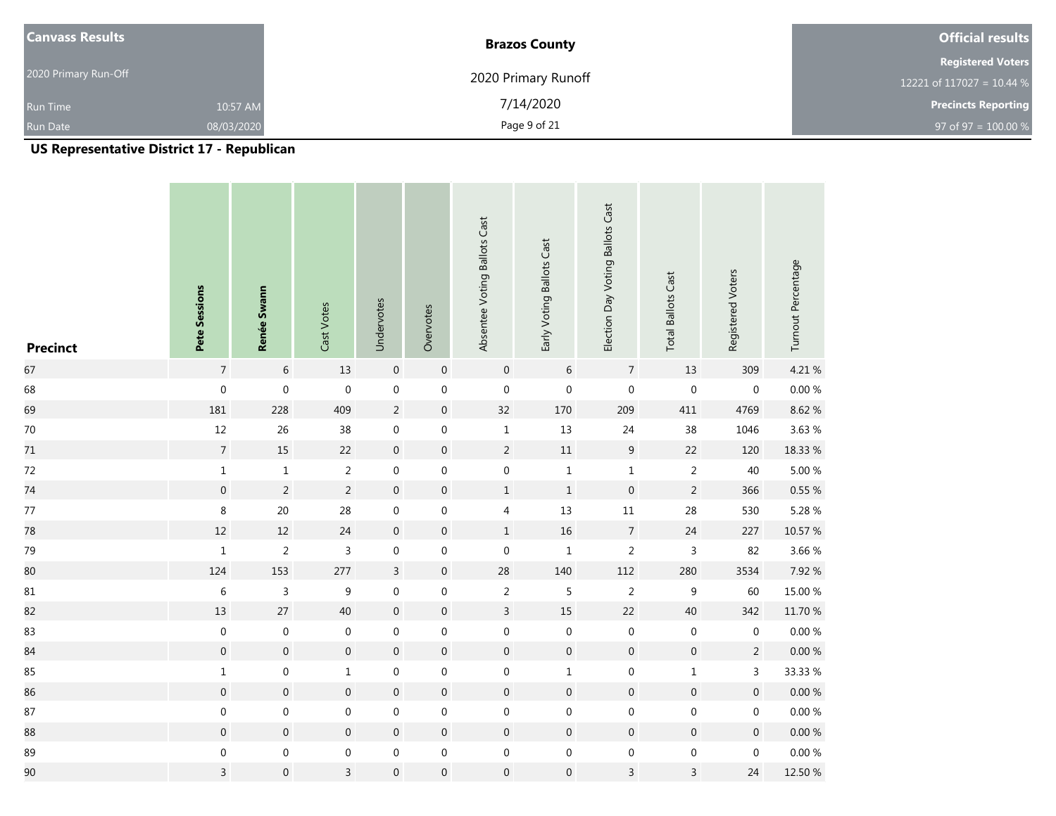| Canvass Results | Brazos County | Official results |
|---|---|---|
| 2020 Primary Run-Off | 2020 Primary Runoff | Registered Voters |
| Run Time 10:57 AM | 7/14/2020 | 12221 of 117027 = 10.44 % |
| Run Date 08/03/2020 | | Precincts Reporting 97 of 97 = 100.00 % |

## US Representative District 17 - Republican

| Precinct | **Pete Sessions** | **Renée Swann** | Cast Votes | Undervotes | Overvotes | Absentee Voting Ballots Cast | Early Voting Ballots Cast | Election Day Voting Ballots Cast | Total Ballots Cast | Registered Voters | Turnout Percentage |
|---|---|---|---|---|---|---|---|---|---|---|---|
| 67 | 7 | 6 | 13 | 0 | 0 | 0 | 6 | 7 | 13 | 309 | 4.21 % |
| 68 | 0 | 0 | 0 | 0 | 0 | 0 | 0 | 0 | 0 | 0 | 0.00 % |
| 69 | 181 | 228 | 409 | 2 | 0 | 32 | 170 | 209 | 411 | 4769 | 8.62 % |
| 70 | 12 | 26 | 38 | 0 | 0 | 1 | 13 | 24 | 38 | 1046 | 3.63 % |
| 71 | 7 | 15 | 22 | 0 | 0 | 2 | 11 | 9 | 22 | 120 | 18.33 % |
| 72 | 1 | 1 | 2 | 0 | 0 | 0 | 1 | 1 | 2 | 40 | 5.00 % |
| 74 | 0 | 2 | 2 | 0 | 0 | 1 | 1 | 0 | 2 | 366 | 0.55 % |
| 77 | 8 | 20 | 28 | 0 | 0 | 4 | 13 | 11 | 28 | 530 | 5.28 % |
| 78 | 12 | 12 | 24 | 0 | 0 | 1 | 16 | 7 | 24 | 227 | 10.57 % |
| 79 | 1 | 2 | 3 | 0 | 0 | 0 | 1 | 2 | 3 | 82 | 3.66 % |
| 80 | 124 | 153 | 277 | 3 | 0 | 28 | 140 | 112 | 280 | 3534 | 7.92 % |
| 81 | 6 | 3 | 9 | 0 | 0 | 2 | 5 | 2 | 9 | 60 | 15.00 % |
| 82 | 13 | 27 | 40 | 0 | 0 | 3 | 15 | 22 | 40 | 342 | 11.70 % |
| 83 | 0 | 0 | 0 | 0 | 0 | 0 | 0 | 0 | 0 | 0 | 0.00 % |
| 84 | 0 | 0 | 0 | 0 | 0 | 0 | 0 | 0 | 0 | 2 | 0.00 % |
| 85 | 1 | 0 | 1 | 0 | 0 | 0 | 1 | 0 | 1 | 3 | 33.33 % |
| 86 | 0 | 0 | 0 | 0 | 0 | 0 | 0 | 0 | 0 | 0 | 0.00 % |
| 87 | 0 | 0 | 0 | 0 | 0 | 0 | 0 | 0 | 0 | 0 | 0.00 % |
| 88 | 0 | 0 | 0 | 0 | 0 | 0 | 0 | 0 | 0 | 0 | 0.00 % |
| 89 | 0 | 0 | 0 | 0 | 0 | 0 | 0 | 0 | 0 | 0 | 0.00 % |
| 90 | 3 | 0 | 3 | 0 | 0 | 0 | 0 | 3 | 3 | 24 | 12.50 % |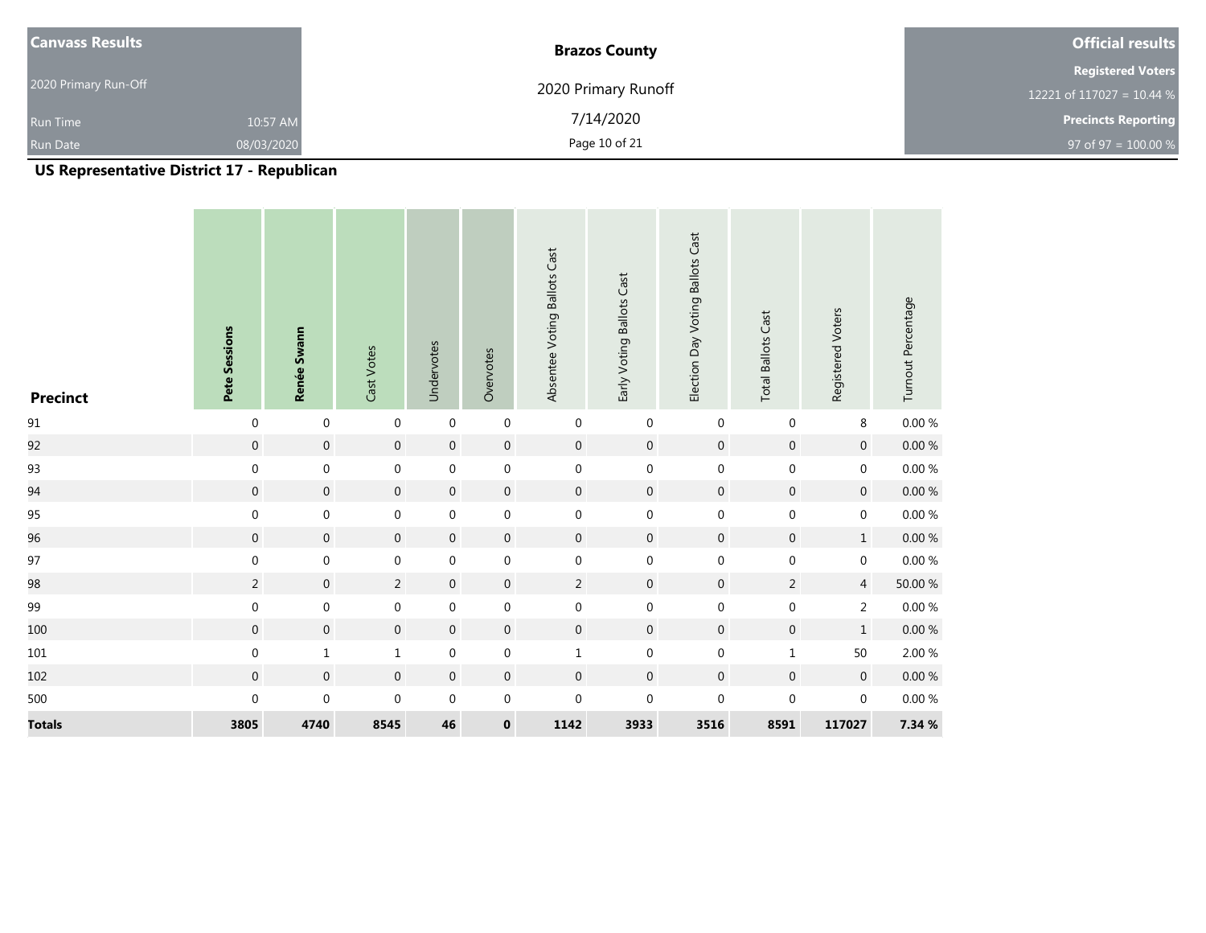| Canvass Results | | Brazos County | Official results |
|---|---|---|---|
| 2020 Primary Run-Off | | 2020 Primary Runoff | Registered Voters |
| | | | 12221 of 117027 = 10.44 % |
| Run Time | 10:57 AM | 7/14/2020 | Precincts Reporting |
| Run Date | 08/03/2020 | | 97 of 97 = 100.00 % |

## US Representative District 17 - Republican

| Precinct | **Pete Sessions** | **Renée Swann** | Cast Votes | Undervotes | Overvotes | Absentee Voting Ballots Cast | Early Voting Ballots Cast | Election Day Voting Ballots Cast | Total Ballots Cast | Registered Voters | Turnout Percentage |
|---|---|---|---|---|---|---|---|---|---|---|---|
| 91 | 0 | 0 | 0 | 0 | 0 | 0 | 0 | 0 | 0 | 8 | 0.00 % |
| 92 | 0 | 0 | 0 | 0 | 0 | 0 | 0 | 0 | 0 | 0 | 0.00 % |
| 93 | 0 | 0 | 0 | 0 | 0 | 0 | 0 | 0 | 0 | 0 | 0.00 % |
| 94 | 0 | 0 | 0 | 0 | 0 | 0 | 0 | 0 | 0 | 0 | 0.00 % |
| 95 | 0 | 0 | 0 | 0 | 0 | 0 | 0 | 0 | 0 | 0 | 0.00 % |
| 96 | 0 | 0 | 0 | 0 | 0 | 0 | 0 | 0 | 0 | 1 | 0.00 % |
| 97 | 0 | 0 | 0 | 0 | 0 | 0 | 0 | 0 | 0 | 0 | 0.00 % |
| 98 | 2 | 0 | 2 | 0 | 0 | 2 | 0 | 0 | 2 | 4 | 50.00 % |
| 99 | 0 | 0 | 0 | 0 | 0 | 0 | 0 | 0 | 0 | 2 | 0.00 % |
| 100 | 0 | 0 | 0 | 0 | 0 | 0 | 0 | 0 | 0 | 1 | 0.00 % |
| 101 | 0 | 1 | 1 | 0 | 0 | 1 | 0 | 0 | 1 | 50 | 2.00 % |
| 102 | 0 | 0 | 0 | 0 | 0 | 0 | 0 | 0 | 0 | 0 | 0.00 % |
| 500 | 0 | 0 | 0 | 0 | 0 | 0 | 0 | 0 | 0 | 0 | 0.00 % |
| **Totals** | **3805** | **4740** | **8545** | **46** | **0** | **1142** | **3933** | **3516** | **8591** | **117027** | **7.34 %** |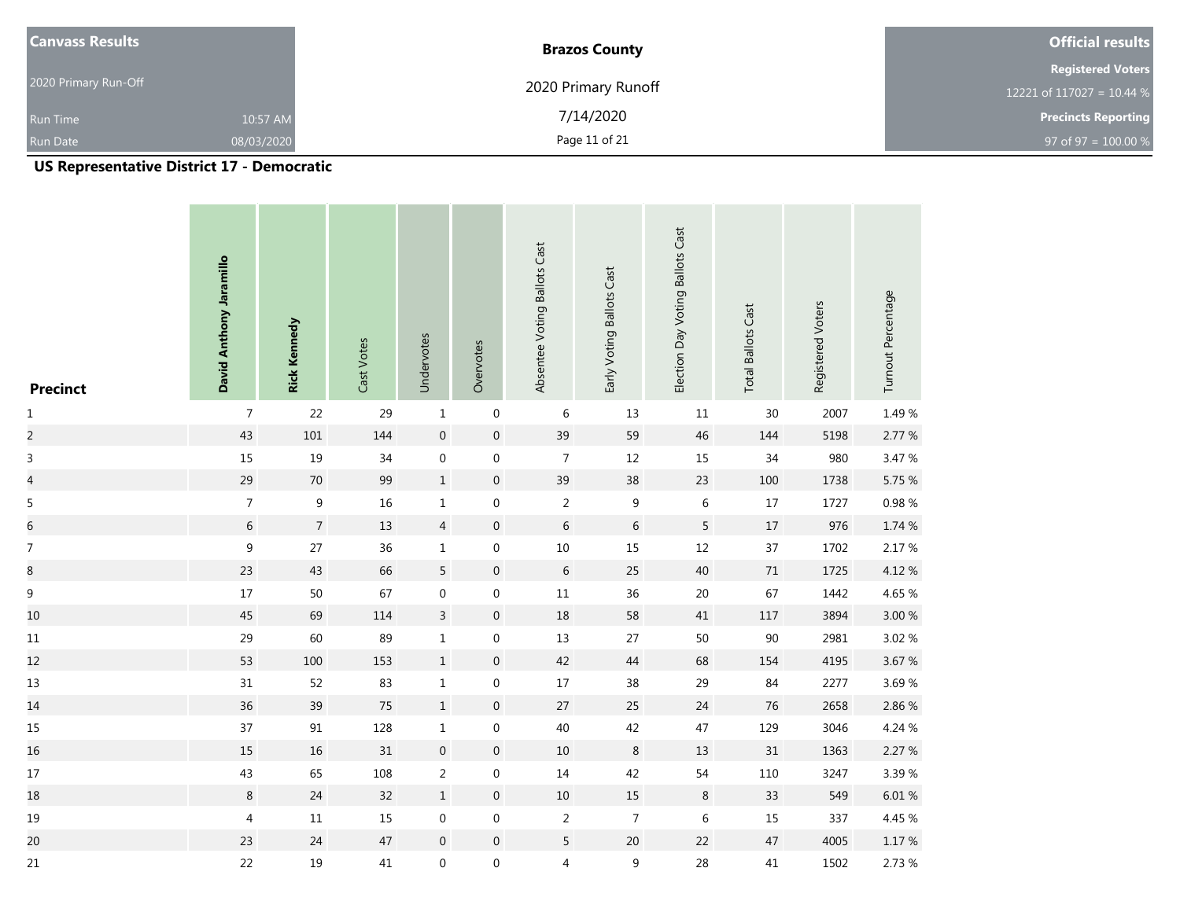| Canvass Results | | Brazos County | Official results |
|---|---|---|---|
| 2020 Primary Run-Off | | 2020 Primary Runoff | Registered Voters |
| Run Time | 10:57 AM | 7/14/2020 | 12221 of 117027 = 10.44 % |
| Run Date | 08/03/2020 | | Precincts Reporting |
| | | | 97 of 97 = 100.00 % |

## US Representative District 17 - Democratic

| Precinct | **David Anthony Jaramillo** | **Rick Kennedy** | Cast Votes | Undervotes | Overvotes | Absentee Voting Ballots Cast | Early Voting Ballots Cast | Election Day Voting Ballots Cast | Total Ballots Cast | Registered Voters | Turnout Percentage |
|---|---|---|---|---|---|---|---|---|---|---|---|
| 1 | 7 | 22 | 29 | 1 | 0 | 6 | 13 | 11 | 30 | 2007 | 1.49 % |
| 2 | 43 | 101 | 144 | 0 | 0 | 39 | 59 | 46 | 144 | 5198 | 2.77 % |
| 3 | 15 | 19 | 34 | 0 | 0 | 7 | 12 | 15 | 34 | 980 | 3.47 % |
| 4 | 29 | 70 | 99 | 1 | 0 | 39 | 38 | 23 | 100 | 1738 | 5.75 % |
| 5 | 7 | 9 | 16 | 1 | 0 | 2 | 9 | 6 | 17 | 1727 | 0.98 % |
| 6 | 6 | 7 | 13 | 4 | 0 | 6 | 6 | 5 | 17 | 976 | 1.74 % |
| 7 | 9 | 27 | 36 | 1 | 0 | 10 | 15 | 12 | 37 | 1702 | 2.17 % |
| 8 | 23 | 43 | 66 | 5 | 0 | 6 | 25 | 40 | 71 | 1725 | 4.12 % |
| 9 | 17 | 50 | 67 | 0 | 0 | 11 | 36 | 20 | 67 | 1442 | 4.65 % |
| 10 | 45 | 69 | 114 | 3 | 0 | 18 | 58 | 41 | 117 | 3894 | 3.00 % |
| 11 | 29 | 60 | 89 | 1 | 0 | 13 | 27 | 50 | 90 | 2981 | 3.02 % |
| 12 | 53 | 100 | 153 | 1 | 0 | 42 | 44 | 68 | 154 | 4195 | 3.67 % |
| 13 | 31 | 52 | 83 | 1 | 0 | 17 | 38 | 29 | 84 | 2277 | 3.69 % |
| 14 | 36 | 39 | 75 | 1 | 0 | 27 | 25 | 24 | 76 | 2658 | 2.86 % |
| 15 | 37 | 91 | 128 | 1 | 0 | 40 | 42 | 47 | 129 | 3046 | 4.24 % |
| 16 | 15 | 16 | 31 | 0 | 0 | 10 | 8 | 13 | 31 | 1363 | 2.27 % |
| 17 | 43 | 65 | 108 | 2 | 0 | 14 | 42 | 54 | 110 | 3247 | 3.39 % |
| 18 | 8 | 24 | 32 | 1 | 0 | 10 | 15 | 8 | 33 | 549 | 6.01 % |
| 19 | 4 | 11 | 15 | 0 | 0 | 2 | 7 | 6 | 15 | 337 | 4.45 % |
| 20 | 23 | 24 | 47 | 0 | 0 | 5 | 20 | 22 | 47 | 4005 | 1.17 % |
| 21 | 22 | 19 | 41 | 0 | 0 | 4 | 9 | 28 | 41 | 1502 | 2.73 % |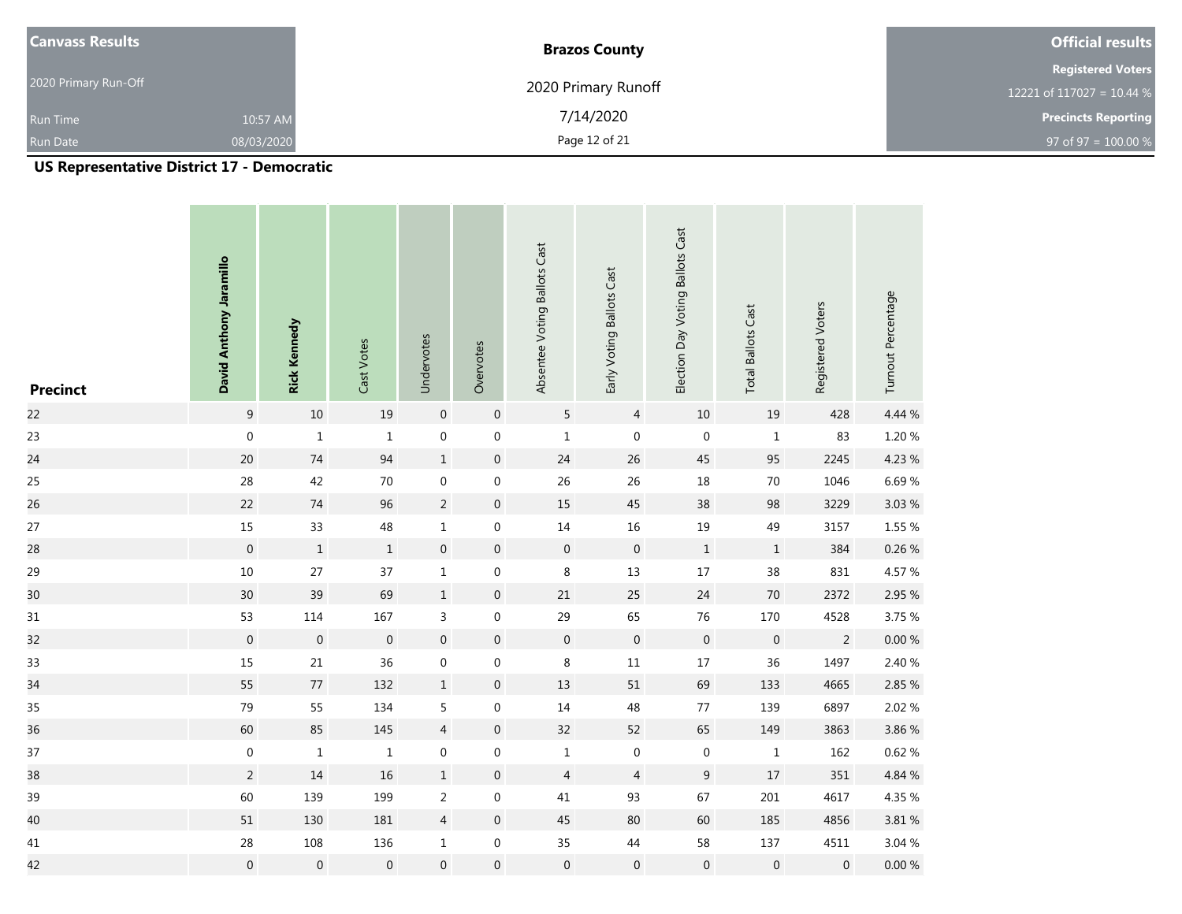| Canvass Results | | Brazos County | Official results |
|---|---|---|---|
| 2020 Primary Run-Off | | 2020 Primary Runoff | Registered Voters |
| Run Time | 10:57 AM | 7/14/2020 | 12221 of 117027 = 10.44 % |
| Run Date | 08/03/2020 | | Precincts Reporting |
| | | | 97 of 97 = 100.00 % |

## US Representative District 17 - Democratic

| Precinct | **David Anthony Jaramillo** | **Rick Kennedy** | Cast Votes | Undervotes | Overvotes | Absentee Voting Ballots Cast | Early Voting Ballots Cast | Election Day Voting Ballots Cast | Total Ballots Cast | Registered Voters | Turnout Percentage |
|---|---|---|---|---|---|---|---|---|---|---|---|
| 22 | 9 | 10 | 19 | 0 | 0 | 5 | 4 | 10 | 19 | 428 | 4.44 % |
| 23 | 0 | 1 | 1 | 0 | 0 | 1 | 0 | 0 | 1 | 83 | 1.20 % |
| 24 | 20 | 74 | 94 | 1 | 0 | 24 | 26 | 45 | 95 | 2245 | 4.23 % |
| 25 | 28 | 42 | 70 | 0 | 0 | 26 | 26 | 18 | 70 | 1046 | 6.69 % |
| 26 | 22 | 74 | 96 | 2 | 0 | 15 | 45 | 38 | 98 | 3229 | 3.03 % |
| 27 | 15 | 33 | 48 | 1 | 0 | 14 | 16 | 19 | 49 | 3157 | 1.55 % |
| 28 | 0 | 1 | 1 | 0 | 0 | 0 | 0 | 1 | 1 | 384 | 0.26 % |
| 29 | 10 | 27 | 37 | 1 | 0 | 8 | 13 | 17 | 38 | 831 | 4.57 % |
| 30 | 30 | 39 | 69 | 1 | 0 | 21 | 25 | 24 | 70 | 2372 | 2.95 % |
| 31 | 53 | 114 | 167 | 3 | 0 | 29 | 65 | 76 | 170 | 4528 | 3.75 % |
| 32 | 0 | 0 | 0 | 0 | 0 | 0 | 0 | 0 | 0 | 2 | 0.00 % |
| 33 | 15 | 21 | 36 | 0 | 0 | 8 | 11 | 17 | 36 | 1497 | 2.40 % |
| 34 | 55 | 77 | 132 | 1 | 0 | 13 | 51 | 69 | 133 | 4665 | 2.85 % |
| 35 | 79 | 55 | 134 | 5 | 0 | 14 | 48 | 77 | 139 | 6897 | 2.02 % |
| 36 | 60 | 85 | 145 | 4 | 0 | 32 | 52 | 65 | 149 | 3863 | 3.86 % |
| 37 | 0 | 1 | 1 | 0 | 0 | 1 | 0 | 0 | 1 | 162 | 0.62 % |
| 38 | 2 | 14 | 16 | 1 | 0 | 4 | 4 | 9 | 17 | 351 | 4.84 % |
| 39 | 60 | 139 | 199 | 2 | 0 | 41 | 93 | 67 | 201 | 4617 | 4.35 % |
| 40 | 51 | 130 | 181 | 4 | 0 | 45 | 80 | 60 | 185 | 4856 | 3.81 % |
| 41 | 28 | 108 | 136 | 1 | 0 | 35 | 44 | 58 | 137 | 4511 | 3.04 % |
| 42 | 0 | 0 | 0 | 0 | 0 | 0 | 0 | 0 | 0 | 0 | 0.00 % |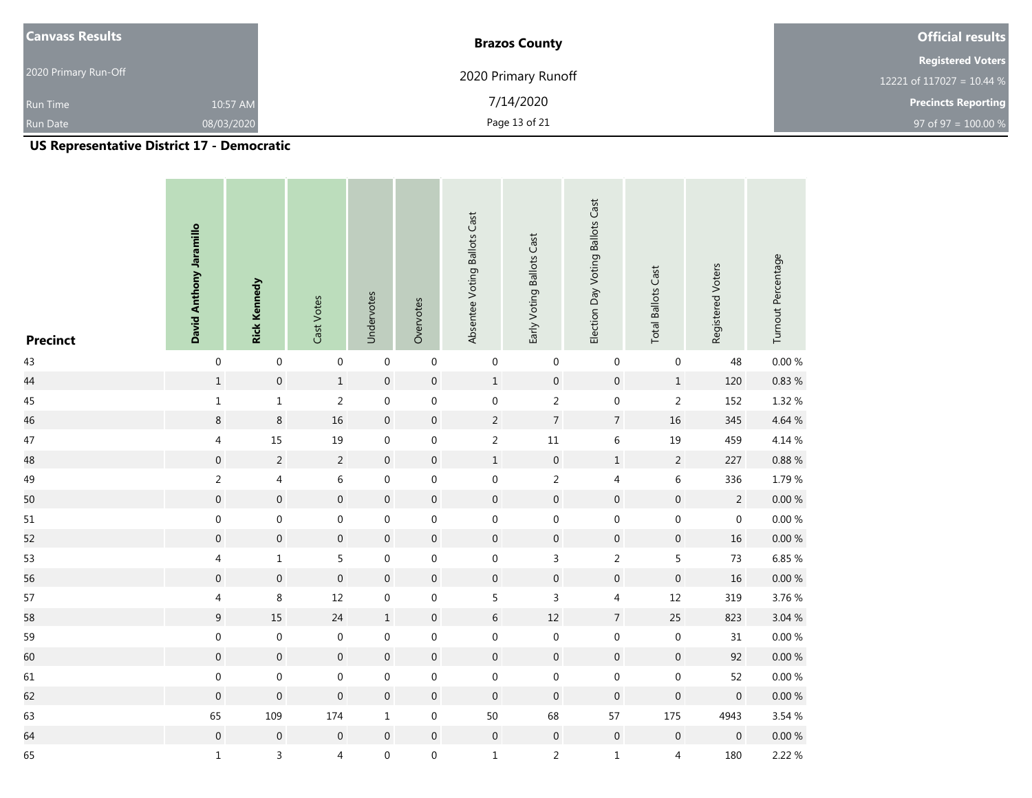| Canvass Results | | Brazos County | Official results |
|---|---|---|---|
| 2020 Primary Run-Off | | 2020 Primary Runoff | Registered Voters |
| Run Time | 10:57 AM | 7/14/2020 | 12221 of 117027 = 10.44 % |
| Run Date | 08/03/2020 | | Precincts Reporting |
| | | | 97 of 97 = 100.00 % |

## US Representative District 17 - Democratic

| Precinct | David Anthony Jaramillo | Rick Kennedy | Cast Votes | Undervotes | Overvotes | Absentee Voting Ballots Cast | Early Voting Ballots Cast | Election Day Voting Ballots Cast | Total Ballots Cast | Registered Voters | Turnout Percentage |
|---|---|---|---|---|---|---|---|---|---|---|---|
| 43 | 0 | 0 | 0 | 0 | 0 | 0 | 0 | 0 | 0 | 48 | 0.00 % |
| 44 | 1 | 0 | 1 | 0 | 0 | 1 | 0 | 0 | 1 | 120 | 0.83 % |
| 45 | 1 | 1 | 2 | 0 | 0 | 0 | 2 | 0 | 2 | 152 | 1.32 % |
| 46 | 8 | 8 | 16 | 0 | 0 | 2 | 7 | 7 | 16 | 345 | 4.64 % |
| 47 | 4 | 15 | 19 | 0 | 0 | 2 | 11 | 6 | 19 | 459 | 4.14 % |
| 48 | 0 | 2 | 2 | 0 | 0 | 1 | 0 | 1 | 2 | 227 | 0.88 % |
| 49 | 2 | 4 | 6 | 0 | 0 | 0 | 2 | 4 | 6 | 336 | 1.79 % |
| 50 | 0 | 0 | 0 | 0 | 0 | 0 | 0 | 0 | 0 | 2 | 0.00 % |
| 51 | 0 | 0 | 0 | 0 | 0 | 0 | 0 | 0 | 0 | 0 | 0.00 % |
| 52 | 0 | 0 | 0 | 0 | 0 | 0 | 0 | 0 | 0 | 16 | 0.00 % |
| 53 | 4 | 1 | 5 | 0 | 0 | 0 | 3 | 2 | 5 | 73 | 6.85 % |
| 56 | 0 | 0 | 0 | 0 | 0 | 0 | 0 | 0 | 0 | 16 | 0.00 % |
| 57 | 4 | 8 | 12 | 0 | 0 | 5 | 3 | 4 | 12 | 319 | 3.76 % |
| 58 | 9 | 15 | 24 | 1 | 0 | 6 | 12 | 7 | 25 | 823 | 3.04 % |
| 59 | 0 | 0 | 0 | 0 | 0 | 0 | 0 | 0 | 0 | 31 | 0.00 % |
| 60 | 0 | 0 | 0 | 0 | 0 | 0 | 0 | 0 | 0 | 92 | 0.00 % |
| 61 | 0 | 0 | 0 | 0 | 0 | 0 | 0 | 0 | 0 | 52 | 0.00 % |
| 62 | 0 | 0 | 0 | 0 | 0 | 0 | 0 | 0 | 0 | 0 | 0.00 % |
| 63 | 65 | 109 | 174 | 1 | 0 | 50 | 68 | 57 | 175 | 4943 | 3.54 % |
| 64 | 0 | 0 | 0 | 0 | 0 | 0 | 0 | 0 | 0 | 0 | 0.00 % |
| 65 | 1 | 3 | 4 | 0 | 0 | 1 | 2 | 1 | 4 | 180 | 2.22 % |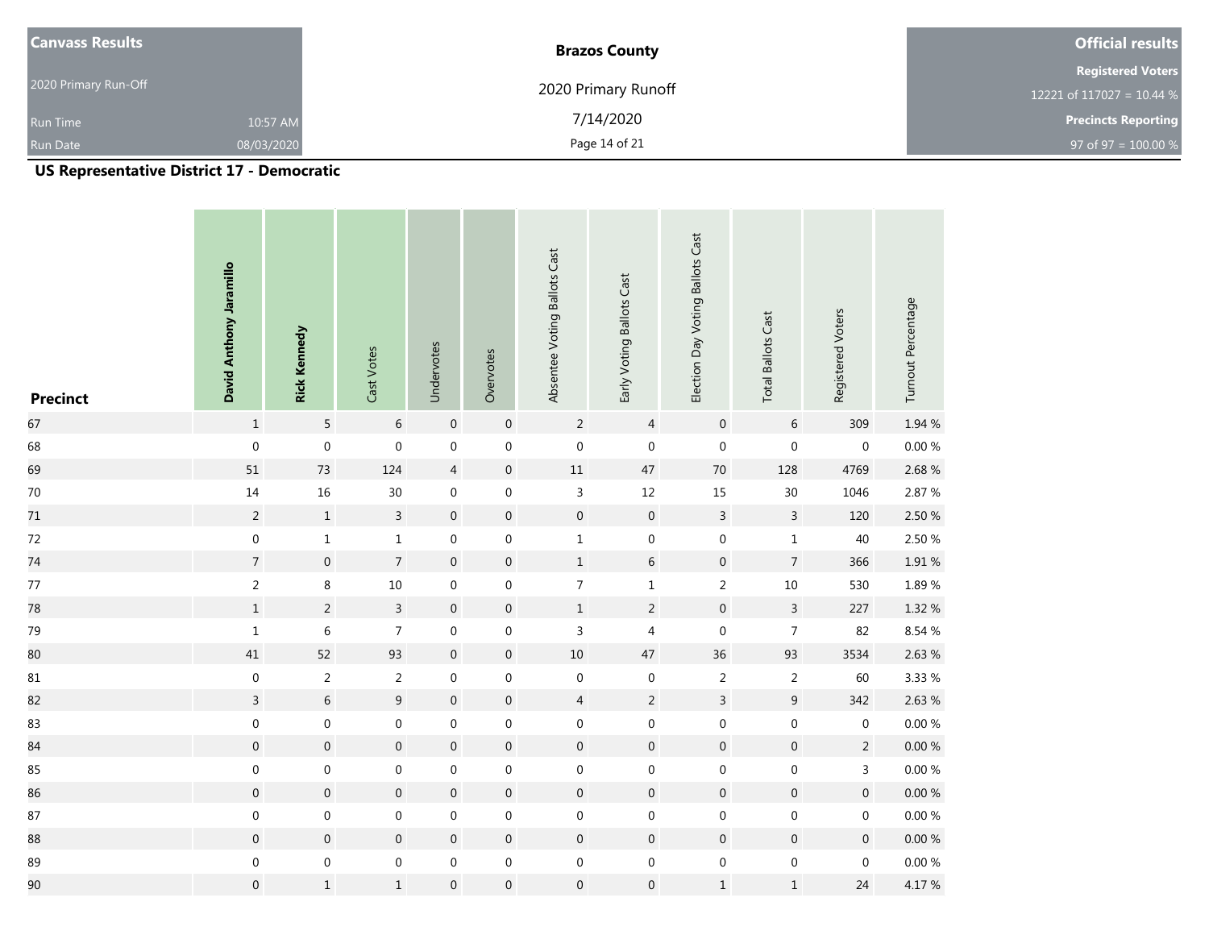| Canvass Results | Brazos County | Official results |
|---|---|---|
| 2020 Primary Run-Off | 2020 Primary Runoff | Registered Voters |
| Run Time 10:57 AM | 7/14/2020 | 12221 of 117027 = 10.44 % |
| Run Date 08/03/2020 | | Precincts Reporting |
| | | 97 of 97 = 100.00 % |

## US Representative District 17 - Democratic

| Precinct | David Anthony Jaramillo | Rick Kennedy | Cast Votes | Undervotes | Overvotes | Absentee Voting Ballots Cast | Early Voting Ballots Cast | Election Day Voting Ballots Cast | Total Ballots Cast | Registered Voters | Turnout Percentage |
|---|---|---|---|---|---|---|---|---|---|---|---|
| 67 | 1 | 5 | 6 | 0 | 0 | 2 | 4 | 0 | 6 | 309 | 1.94 % |
| 68 | 0 | 0 | 0 | 0 | 0 | 0 | 0 | 0 | 0 | 0 | 0.00 % |
| 69 | 51 | 73 | 124 | 4 | 0 | 11 | 47 | 70 | 128 | 4769 | 2.68 % |
| 70 | 14 | 16 | 30 | 0 | 0 | 3 | 12 | 15 | 30 | 1046 | 2.87 % |
| 71 | 2 | 1 | 3 | 0 | 0 | 0 | 0 | 3 | 3 | 120 | 2.50 % |
| 72 | 0 | 1 | 1 | 0 | 0 | 1 | 0 | 0 | 1 | 40 | 2.50 % |
| 74 | 7 | 0 | 7 | 0 | 0 | 1 | 6 | 0 | 7 | 366 | 1.91 % |
| 77 | 2 | 8 | 10 | 0 | 0 | 7 | 1 | 2 | 10 | 530 | 1.89 % |
| 78 | 1 | 2 | 3 | 0 | 0 | 1 | 2 | 0 | 3 | 227 | 1.32 % |
| 79 | 1 | 6 | 7 | 0 | 0 | 3 | 4 | 0 | 7 | 82 | 8.54 % |
| 80 | 41 | 52 | 93 | 0 | 0 | 10 | 47 | 36 | 93 | 3534 | 2.63 % |
| 81 | 0 | 2 | 2 | 0 | 0 | 0 | 0 | 2 | 2 | 60 | 3.33 % |
| 82 | 3 | 6 | 9 | 0 | 0 | 4 | 2 | 3 | 9 | 342 | 2.63 % |
| 83 | 0 | 0 | 0 | 0 | 0 | 0 | 0 | 0 | 0 | 0 | 0.00 % |
| 84 | 0 | 0 | 0 | 0 | 0 | 0 | 0 | 0 | 0 | 2 | 0.00 % |
| 85 | 0 | 0 | 0 | 0 | 0 | 0 | 0 | 0 | 0 | 3 | 0.00 % |
| 86 | 0 | 0 | 0 | 0 | 0 | 0 | 0 | 0 | 0 | 0 | 0.00 % |
| 87 | 0 | 0 | 0 | 0 | 0 | 0 | 0 | 0 | 0 | 0 | 0.00 % |
| 88 | 0 | 0 | 0 | 0 | 0 | 0 | 0 | 0 | 0 | 0 | 0.00 % |
| 89 | 0 | 0 | 0 | 0 | 0 | 0 | 0 | 0 | 0 | 0 | 0.00 % |
| 90 | 0 | 1 | 1 | 0 | 0 | 0 | 0 | 1 | 1 | 24 | 4.17 % |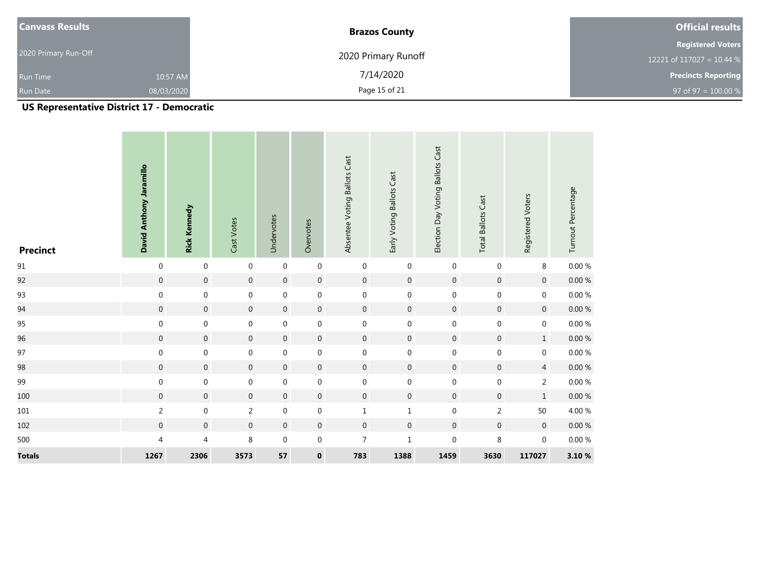| Canvass Results | | Brazos County | Official results |
|---|---|---|---|
| 2020 Primary Run-Off | | 2020 Primary Runoff | Registered Voters |
| | | | 12221 of 117027 = 10.44 % |
| Run Time | 10:57 AM | 7/14/2020 | Precincts Reporting |
| Run Date | 08/03/2020 | | 97 of 97 = 100.00 % |

## US Representative District 17 - Democratic

| Precinct | David Anthony Jaramillo | Rick Kennedy | Cast Votes | Undervotes | Overvotes | Absentee Voting Ballots Cast | Early Voting Ballots Cast | Election Day Voting Ballots Cast | Total Ballots Cast | Registered Voters | Turnout Percentage |
|---|---|---|---|---|---|---|---|---|---|---|---|
| 91 | 0 | 0 | 0 | 0 | 0 | 0 | 0 | 0 | 0 | 8 | 0.00 % |
| 92 | 0 | 0 | 0 | 0 | 0 | 0 | 0 | 0 | 0 | 0 | 0.00 % |
| 93 | 0 | 0 | 0 | 0 | 0 | 0 | 0 | 0 | 0 | 0 | 0.00 % |
| 94 | 0 | 0 | 0 | 0 | 0 | 0 | 0 | 0 | 0 | 0 | 0.00 % |
| 95 | 0 | 0 | 0 | 0 | 0 | 0 | 0 | 0 | 0 | 0 | 0.00 % |
| 96 | 0 | 0 | 0 | 0 | 0 | 0 | 0 | 0 | 0 | 1 | 0.00 % |
| 97 | 0 | 0 | 0 | 0 | 0 | 0 | 0 | 0 | 0 | 0 | 0.00 % |
| 98 | 0 | 0 | 0 | 0 | 0 | 0 | 0 | 0 | 0 | 4 | 0.00 % |
| 99 | 0 | 0 | 0 | 0 | 0 | 0 | 0 | 0 | 0 | 2 | 0.00 % |
| 100 | 0 | 0 | 0 | 0 | 0 | 0 | 0 | 0 | 0 | 1 | 0.00 % |
| 101 | 2 | 0 | 2 | 0 | 0 | 1 | 1 | 0 | 2 | 50 | 4.00 % |
| 102 | 0 | 0 | 0 | 0 | 0 | 0 | 0 | 0 | 0 | 0 | 0.00 % |
| 500 | 4 | 4 | 8 | 0 | 0 | 7 | 1 | 0 | 8 | 0 | 0.00 % |
| **Totals** | **1267** | **2306** | **3573** | **57** | **0** | **783** | **1388** | **1459** | **3630** | **117027** | **3.10 %** |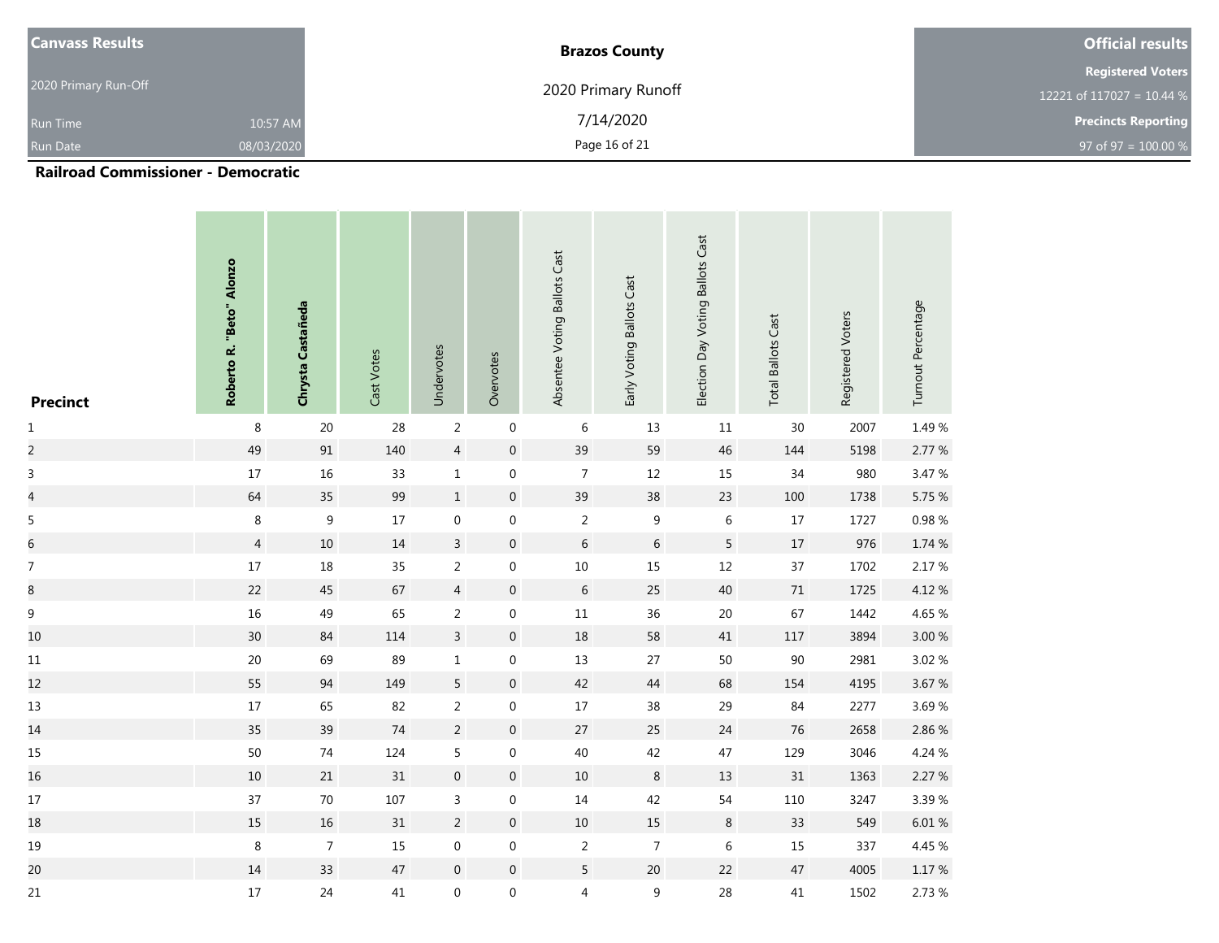**Canvass Results**

2020 Primary Run-Off

Run Time 10:57 AM

Run Date 08/03/2020

**Brazos County**

2020 Primary Runoff

7/14/2020

**Official results**

**Registered Voters**

12221 of 117027 = 10.44 %

**Precincts Reporting**

97 of 97 = 100.00 %

## Railroad Commissioner - Democratic

| Precinct | Roberto R. "Beto" Alonzo | Chrysta Castañeda | Cast Votes | Undervotes | Overvotes | Absentee Voting Ballots Cast | Early Voting Ballots Cast | Election Day Voting Ballots Cast | Total Ballots Cast | Registered Voters | Turnout Percentage |
|---|---|---|---|---|---|---|---|---|---|---|---|
| 1 | 8 | 20 | 28 | 2 | 0 | 6 | 13 | 11 | 30 | 2007 | 1.49 % |
| 2 | 49 | 91 | 140 | 4 | 0 | 39 | 59 | 46 | 144 | 5198 | 2.77 % |
| 3 | 17 | 16 | 33 | 1 | 0 | 7 | 12 | 15 | 34 | 980 | 3.47 % |
| 4 | 64 | 35 | 99 | 1 | 0 | 39 | 38 | 23 | 100 | 1738 | 5.75 % |
| 5 | 8 | 9 | 17 | 0 | 0 | 2 | 9 | 6 | 17 | 1727 | 0.98 % |
| 6 | 4 | 10 | 14 | 3 | 0 | 6 | 6 | 5 | 17 | 976 | 1.74 % |
| 7 | 17 | 18 | 35 | 2 | 0 | 10 | 15 | 12 | 37 | 1702 | 2.17 % |
| 8 | 22 | 45 | 67 | 4 | 0 | 6 | 25 | 40 | 71 | 1725 | 4.12 % |
| 9 | 16 | 49 | 65 | 2 | 0 | 11 | 36 | 20 | 67 | 1442 | 4.65 % |
| 10 | 30 | 84 | 114 | 3 | 0 | 18 | 58 | 41 | 117 | 3894 | 3.00 % |
| 11 | 20 | 69 | 89 | 1 | 0 | 13 | 27 | 50 | 90 | 2981 | 3.02 % |
| 12 | 55 | 94 | 149 | 5 | 0 | 42 | 44 | 68 | 154 | 4195 | 3.67 % |
| 13 | 17 | 65 | 82 | 2 | 0 | 17 | 38 | 29 | 84 | 2277 | 3.69 % |
| 14 | 35 | 39 | 74 | 2 | 0 | 27 | 25 | 24 | 76 | 2658 | 2.86 % |
| 15 | 50 | 74 | 124 | 5 | 0 | 40 | 42 | 47 | 129 | 3046 | 4.24 % |
| 16 | 10 | 21 | 31 | 0 | 0 | 10 | 8 | 13 | 31 | 1363 | 2.27 % |
| 17 | 37 | 70 | 107 | 3 | 0 | 14 | 42 | 54 | 110 | 3247 | 3.39 % |
| 18 | 15 | 16 | 31 | 2 | 0 | 10 | 15 | 8 | 33 | 549 | 6.01 % |
| 19 | 8 | 7 | 15 | 0 | 0 | 2 | 7 | 6 | 15 | 337 | 4.45 % |
| 20 | 14 | 33 | 47 | 0 | 0 | 5 | 20 | 22 | 47 | 4005 | 1.17 % |
| 21 | 17 | 24 | 41 | 0 | 0 | 4 | 9 | 28 | 41 | 1502 | 2.73 % |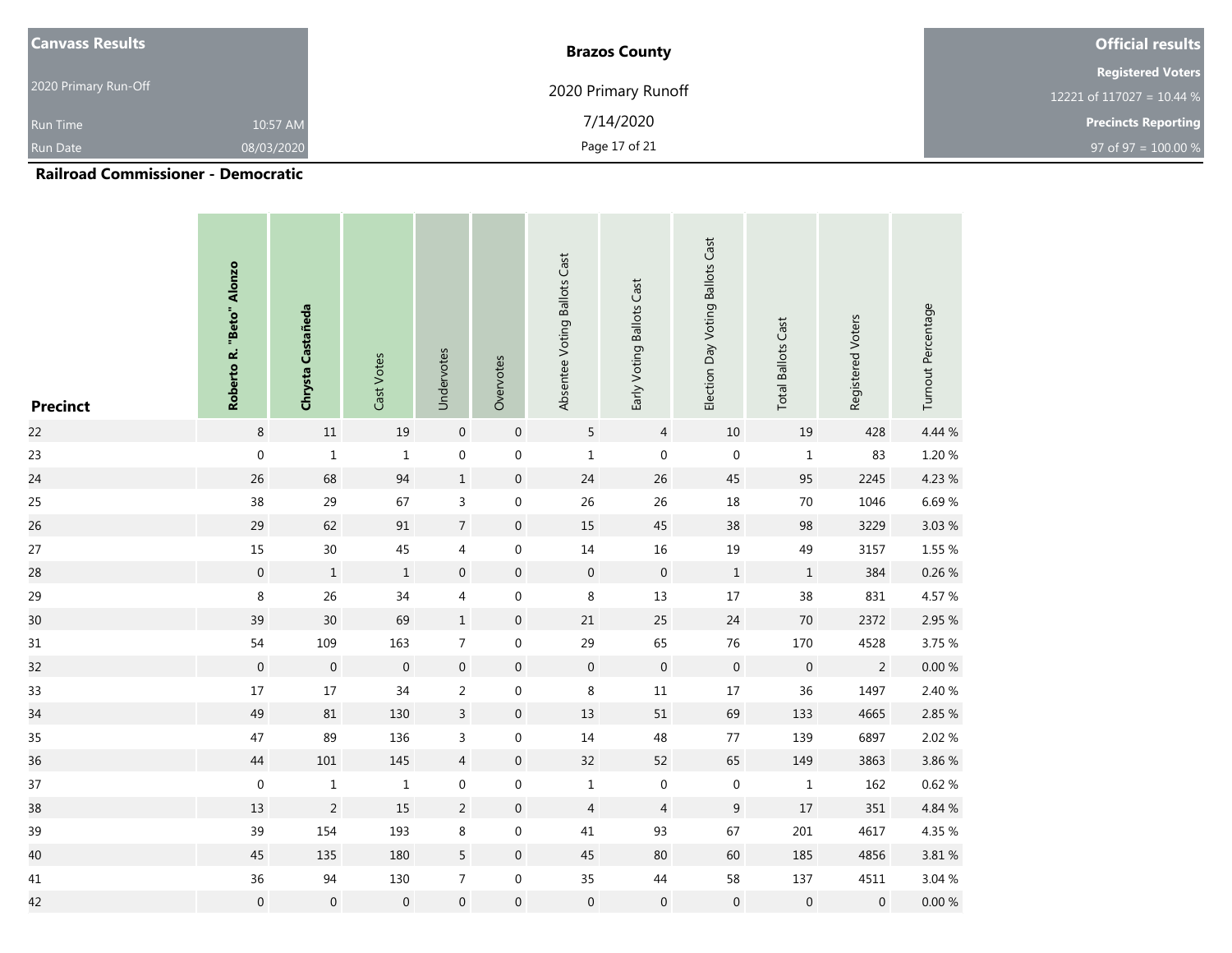**Canvass Results**

2020 Primary Run-Off

Run Time 10:57 AM

Run Date 08/03/2020

**Brazos County**

2020 Primary Runoff

7/14/2020

**Official results**

**Registered Voters**

12221 of 117027 = 10.44 %

**Precincts Reporting**

97 of 97 = 100.00 %

## Railroad Commissioner - Democratic

| Precinct | Roberto R. "Beto" Alonzo | Chrysta Castañeda | Cast Votes | Undervotes | Overvotes | Absentee Voting Ballots Cast | Early Voting Ballots Cast | Election Day Voting Ballots Cast | Total Ballots Cast | Registered Voters | Turnout Percentage |
|---|---|---|---|---|---|---|---|---|---|---|---|
| 22 | 8 | 11 | 19 | 0 | 0 | 5 | 4 | 10 | 19 | 428 | 4.44 % |
| 23 | 0 | 1 | 1 | 0 | 0 | 1 | 0 | 0 | 1 | 83 | 1.20 % |
| 24 | 26 | 68 | 94 | 1 | 0 | 24 | 26 | 45 | 95 | 2245 | 4.23 % |
| 25 | 38 | 29 | 67 | 3 | 0 | 26 | 26 | 18 | 70 | 1046 | 6.69 % |
| 26 | 29 | 62 | 91 | 7 | 0 | 15 | 45 | 38 | 98 | 3229 | 3.03 % |
| 27 | 15 | 30 | 45 | 4 | 0 | 14 | 16 | 19 | 49 | 3157 | 1.55 % |
| 28 | 0 | 1 | 1 | 0 | 0 | 0 | 0 | 1 | 1 | 384 | 0.26 % |
| 29 | 8 | 26 | 34 | 4 | 0 | 8 | 13 | 17 | 38 | 831 | 4.57 % |
| 30 | 39 | 30 | 69 | 1 | 0 | 21 | 25 | 24 | 70 | 2372 | 2.95 % |
| 31 | 54 | 109 | 163 | 7 | 0 | 29 | 65 | 76 | 170 | 4528 | 3.75 % |
| 32 | 0 | 0 | 0 | 0 | 0 | 0 | 0 | 0 | 0 | 2 | 0.00 % |
| 33 | 17 | 17 | 34 | 2 | 0 | 8 | 11 | 17 | 36 | 1497 | 2.40 % |
| 34 | 49 | 81 | 130 | 3 | 0 | 13 | 51 | 69 | 133 | 4665 | 2.85 % |
| 35 | 47 | 89 | 136 | 3 | 0 | 14 | 48 | 77 | 139 | 6897 | 2.02 % |
| 36 | 44 | 101 | 145 | 4 | 0 | 32 | 52 | 65 | 149 | 3863 | 3.86 % |
| 37 | 0 | 1 | 1 | 0 | 0 | 1 | 0 | 0 | 1 | 162 | 0.62 % |
| 38 | 13 | 2 | 15 | 2 | 0 | 4 | 4 | 9 | 17 | 351 | 4.84 % |
| 39 | 39 | 154 | 193 | 8 | 0 | 41 | 93 | 67 | 201 | 4617 | 4.35 % |
| 40 | 45 | 135 | 180 | 5 | 0 | 45 | 80 | 60 | 185 | 4856 | 3.81 % |
| 41 | 36 | 94 | 130 | 7 | 0 | 35 | 44 | 58 | 137 | 4511 | 3.04 % |
| 42 | 0 | 0 | 0 | 0 | 0 | 0 | 0 | 0 | 0 | 0 | 0.00 % |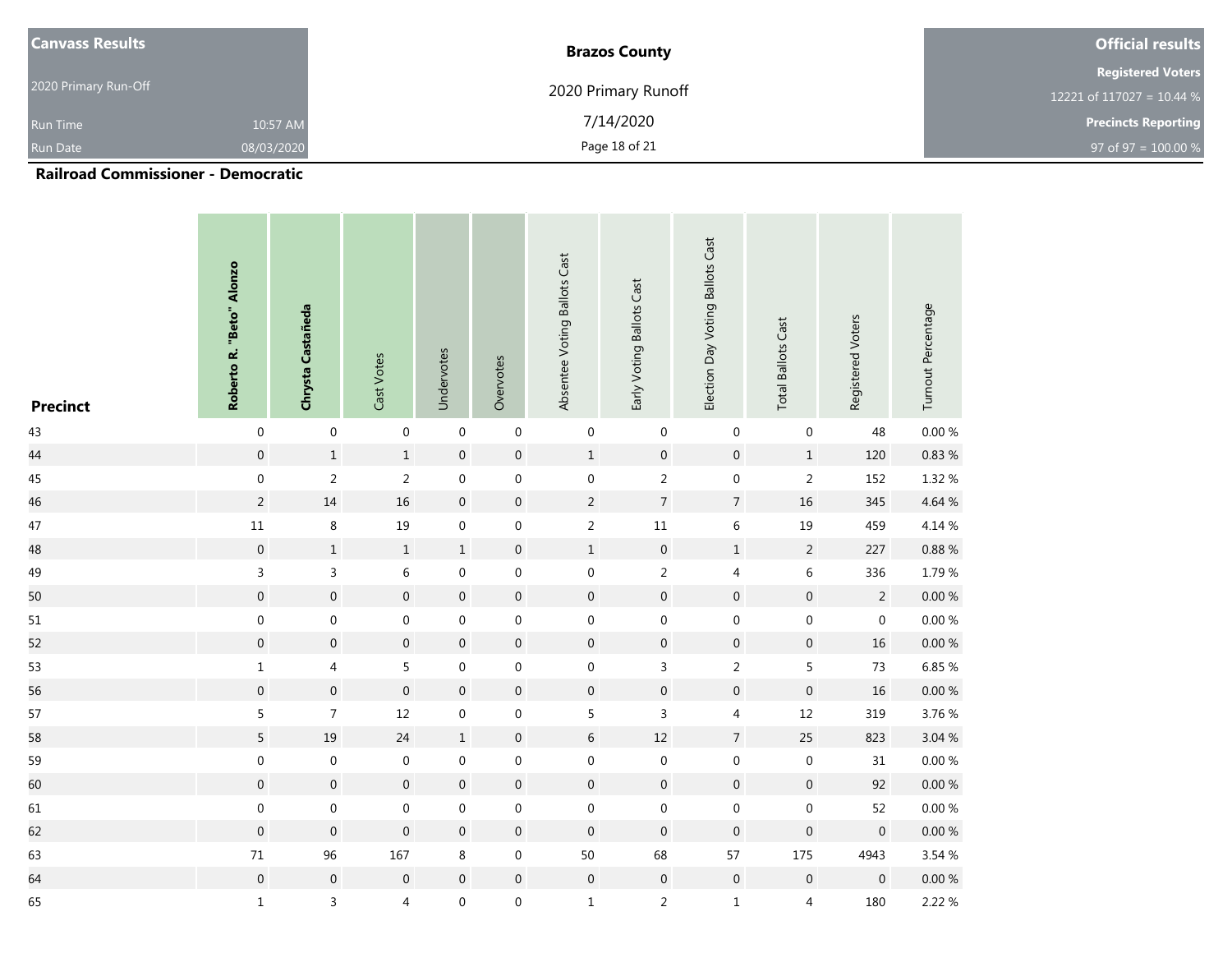**Canvass Results**

2020 Primary Run-Off

Run Time 10:57 AM

Run Date 08/03/2020

**Brazos County**

2020 Primary Runoff

7/14/2020

**Official results**

**Registered Voters**

12221 of 117027 = 10.44 %

**Precincts Reporting**

97 of 97 = 100.00 %

## Railroad Commissioner - Democratic

| Precinct | Roberto R. "Beto" Alonzo | Chrysta Castañeda | Cast Votes | Undervotes | Overvotes | Absentee Voting Ballots Cast | Early Voting Ballots Cast | Election Day Voting Ballots Cast | Total Ballots Cast | Registered Voters | Turnout Percentage |
|---|---|---|---|---|---|---|---|---|---|---|---|
| 43 | 0 | 0 | 0 | 0 | 0 | 0 | 0 | 0 | 0 | 48 | 0.00 % |
| 44 | 0 | 1 | 1 | 0 | 0 | 1 | 0 | 0 | 1 | 120 | 0.83 % |
| 45 | 0 | 2 | 2 | 0 | 0 | 0 | 2 | 0 | 2 | 152 | 1.32 % |
| 46 | 2 | 14 | 16 | 0 | 0 | 2 | 7 | 7 | 16 | 345 | 4.64 % |
| 47 | 11 | 8 | 19 | 0 | 0 | 2 | 11 | 6 | 19 | 459 | 4.14 % |
| 48 | 0 | 1 | 1 | 1 | 0 | 1 | 0 | 1 | 2 | 227 | 0.88 % |
| 49 | 3 | 3 | 6 | 0 | 0 | 0 | 2 | 4 | 6 | 336 | 1.79 % |
| 50 | 0 | 0 | 0 | 0 | 0 | 0 | 0 | 0 | 0 | 2 | 0.00 % |
| 51 | 0 | 0 | 0 | 0 | 0 | 0 | 0 | 0 | 0 | 0 | 0.00 % |
| 52 | 0 | 0 | 0 | 0 | 0 | 0 | 0 | 0 | 0 | 16 | 0.00 % |
| 53 | 1 | 4 | 5 | 0 | 0 | 0 | 3 | 2 | 5 | 73 | 6.85 % |
| 56 | 0 | 0 | 0 | 0 | 0 | 0 | 0 | 0 | 0 | 16 | 0.00 % |
| 57 | 5 | 7 | 12 | 0 | 0 | 5 | 3 | 4 | 12 | 319 | 3.76 % |
| 58 | 5 | 19 | 24 | 1 | 0 | 6 | 12 | 7 | 25 | 823 | 3.04 % |
| 59 | 0 | 0 | 0 | 0 | 0 | 0 | 0 | 0 | 0 | 31 | 0.00 % |
| 60 | 0 | 0 | 0 | 0 | 0 | 0 | 0 | 0 | 0 | 92 | 0.00 % |
| 61 | 0 | 0 | 0 | 0 | 0 | 0 | 0 | 0 | 0 | 52 | 0.00 % |
| 62 | 0 | 0 | 0 | 0 | 0 | 0 | 0 | 0 | 0 | 0 | 0.00 % |
| 63 | 71 | 96 | 167 | 8 | 0 | 50 | 68 | 57 | 175 | 4943 | 3.54 % |
| 64 | 0 | 0 | 0 | 0 | 0 | 0 | 0 | 0 | 0 | 0 | 0.00 % |
| 65 | 1 | 3 | 4 | 0 | 0 | 1 | 2 | 1 | 4 | 180 | 2.22 % |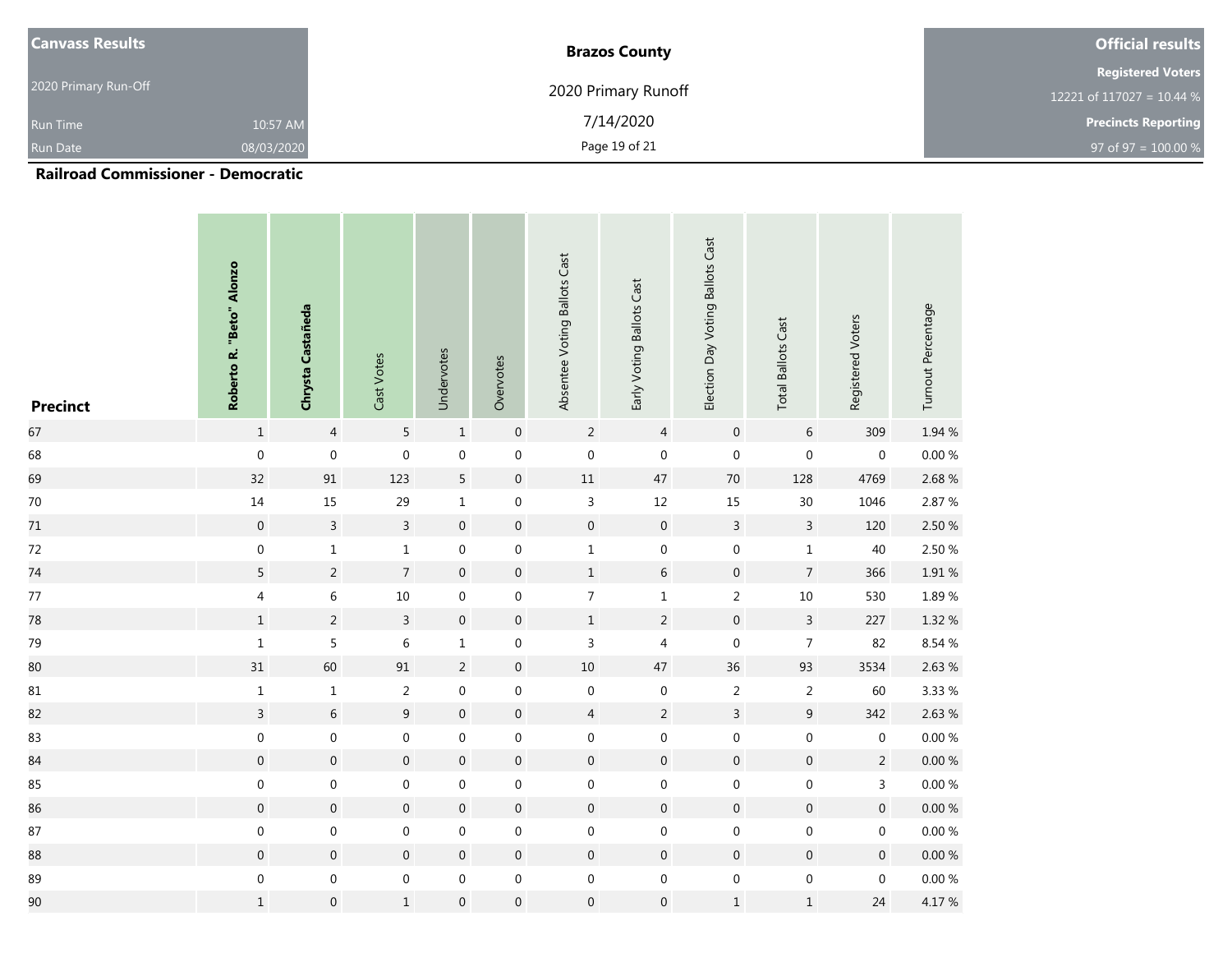**Canvass Results**

2020 Primary Run-Off

Run Time 10:57 AM

Run Date 08/03/2020

**Brazos County**

2020 Primary Runoff

7/14/2020

**Official results**

**Registered Voters**

12221 of 117027 = 10.44 %

**Precincts Reporting**

97 of 97 = 100.00 %

## Railroad Commissioner - Democratic

| Precinct | Roberto R. "Beto" Alonzo | Chrysta Castañeda | Cast Votes | Undervotes | Overvotes | Absentee Voting Ballots Cast | Early Voting Ballots Cast | Election Day Voting Ballots Cast | Total Ballots Cast | Registered Voters | Turnout Percentage |
|---|---|---|---|---|---|---|---|---|---|---|---|
| 67 | 1 | 4 | 5 | 1 | 0 | 2 | 4 | 0 | 6 | 309 | 1.94 % |
| 68 | 0 | 0 | 0 | 0 | 0 | 0 | 0 | 0 | 0 | 0 | 0.00 % |
| 69 | 32 | 91 | 123 | 5 | 0 | 11 | 47 | 70 | 128 | 4769 | 2.68 % |
| 70 | 14 | 15 | 29 | 1 | 0 | 3 | 12 | 15 | 30 | 1046 | 2.87 % |
| 71 | 0 | 3 | 3 | 0 | 0 | 0 | 0 | 3 | 3 | 120 | 2.50 % |
| 72 | 0 | 1 | 1 | 0 | 0 | 1 | 0 | 0 | 1 | 40 | 2.50 % |
| 74 | 5 | 2 | 7 | 0 | 0 | 1 | 6 | 0 | 7 | 366 | 1.91 % |
| 77 | 4 | 6 | 10 | 0 | 0 | 7 | 1 | 2 | 10 | 530 | 1.89 % |
| 78 | 1 | 2 | 3 | 0 | 0 | 1 | 2 | 0 | 3 | 227 | 1.32 % |
| 79 | 1 | 5 | 6 | 1 | 0 | 3 | 4 | 0 | 7 | 82 | 8.54 % |
| 80 | 31 | 60 | 91 | 2 | 0 | 10 | 47 | 36 | 93 | 3534 | 2.63 % |
| 81 | 1 | 1 | 2 | 0 | 0 | 0 | 0 | 2 | 2 | 60 | 3.33 % |
| 82 | 3 | 6 | 9 | 0 | 0 | 4 | 2 | 3 | 9 | 342 | 2.63 % |
| 83 | 0 | 0 | 0 | 0 | 0 | 0 | 0 | 0 | 0 | 0 | 0.00 % |
| 84 | 0 | 0 | 0 | 0 | 0 | 0 | 0 | 0 | 0 | 2 | 0.00 % |
| 85 | 0 | 0 | 0 | 0 | 0 | 0 | 0 | 0 | 0 | 3 | 0.00 % |
| 86 | 0 | 0 | 0 | 0 | 0 | 0 | 0 | 0 | 0 | 0 | 0.00 % |
| 87 | 0 | 0 | 0 | 0 | 0 | 0 | 0 | 0 | 0 | 0 | 0.00 % |
| 88 | 0 | 0 | 0 | 0 | 0 | 0 | 0 | 0 | 0 | 0 | 0.00 % |
| 89 | 0 | 0 | 0 | 0 | 0 | 0 | 0 | 0 | 0 | 0 | 0.00 % |
| 90 | 1 | 0 | 1 | 0 | 0 | 0 | 0 | 1 | 1 | 24 | 4.17 % |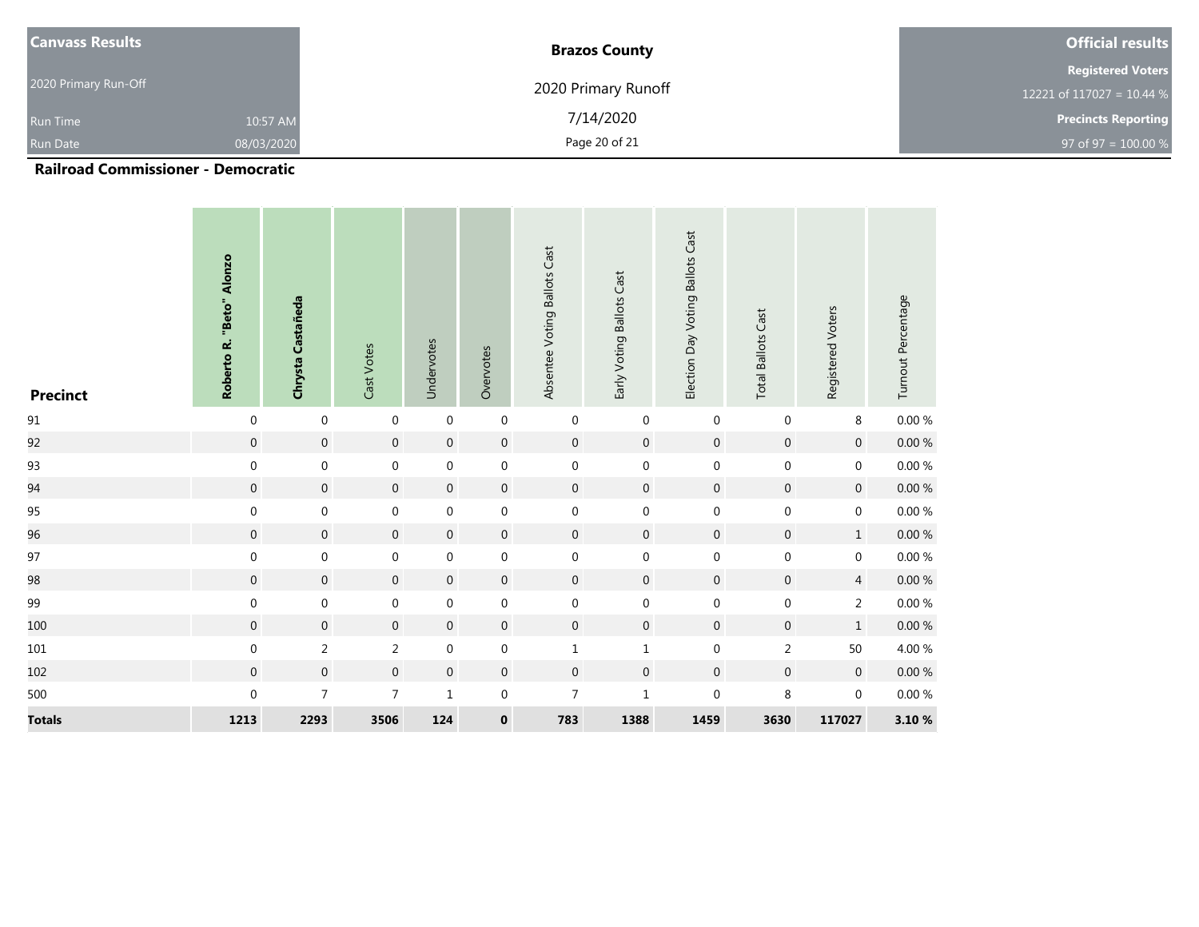| Canvass Results | | Brazos County | Official results |
|---|---|---|---|
| 2020 Primary Run-Off | | 2020 Primary Runoff | Registered Voters |
| | | | 12221 of 117027 = 10.44 % |
| Run Time | 10:57 AM | 7/14/2020 | Precincts Reporting |
| Run Date | 08/03/2020 | | 97 of 97 = 100.00 % |

## Railroad Commissioner - Democratic

| Precinct | Roberto R. "Beto" Alonzo | Chrysta Castañeda | Cast Votes | Undervotes | Overvotes | Absentee Voting Ballots Cast | Early Voting Ballots Cast | Election Day Voting Ballots Cast | Total Ballots Cast | Registered Voters | Turnout Percentage |
|---|---|---|---|---|---|---|---|---|---|---|---|
| 91 | 0 | 0 | 0 | 0 | 0 | 0 | 0 | 0 | 0 | 8 | 0.00 % |
| 92 | 0 | 0 | 0 | 0 | 0 | 0 | 0 | 0 | 0 | 0 | 0.00 % |
| 93 | 0 | 0 | 0 | 0 | 0 | 0 | 0 | 0 | 0 | 0 | 0.00 % |
| 94 | 0 | 0 | 0 | 0 | 0 | 0 | 0 | 0 | 0 | 0 | 0.00 % |
| 95 | 0 | 0 | 0 | 0 | 0 | 0 | 0 | 0 | 0 | 0 | 0.00 % |
| 96 | 0 | 0 | 0 | 0 | 0 | 0 | 0 | 0 | 0 | 1 | 0.00 % |
| 97 | 0 | 0 | 0 | 0 | 0 | 0 | 0 | 0 | 0 | 0 | 0.00 % |
| 98 | 0 | 0 | 0 | 0 | 0 | 0 | 0 | 0 | 0 | 4 | 0.00 % |
| 99 | 0 | 0 | 0 | 0 | 0 | 0 | 0 | 0 | 0 | 2 | 0.00 % |
| 100 | 0 | 0 | 0 | 0 | 0 | 0 | 0 | 0 | 0 | 1 | 0.00 % |
| 101 | 0 | 2 | 2 | 0 | 0 | 1 | 1 | 0 | 2 | 50 | 4.00 % |
| 102 | 0 | 0 | 0 | 0 | 0 | 0 | 0 | 0 | 0 | 0 | 0.00 % |
| 500 | 0 | 7 | 7 | 1 | 0 | 7 | 1 | 0 | 8 | 0 | 0.00 % |
| **Totals** | **1213** | **2293** | **3506** | **124** | **0** | **783** | **1388** | **1459** | **3630** | **117027** | **3.10 %** |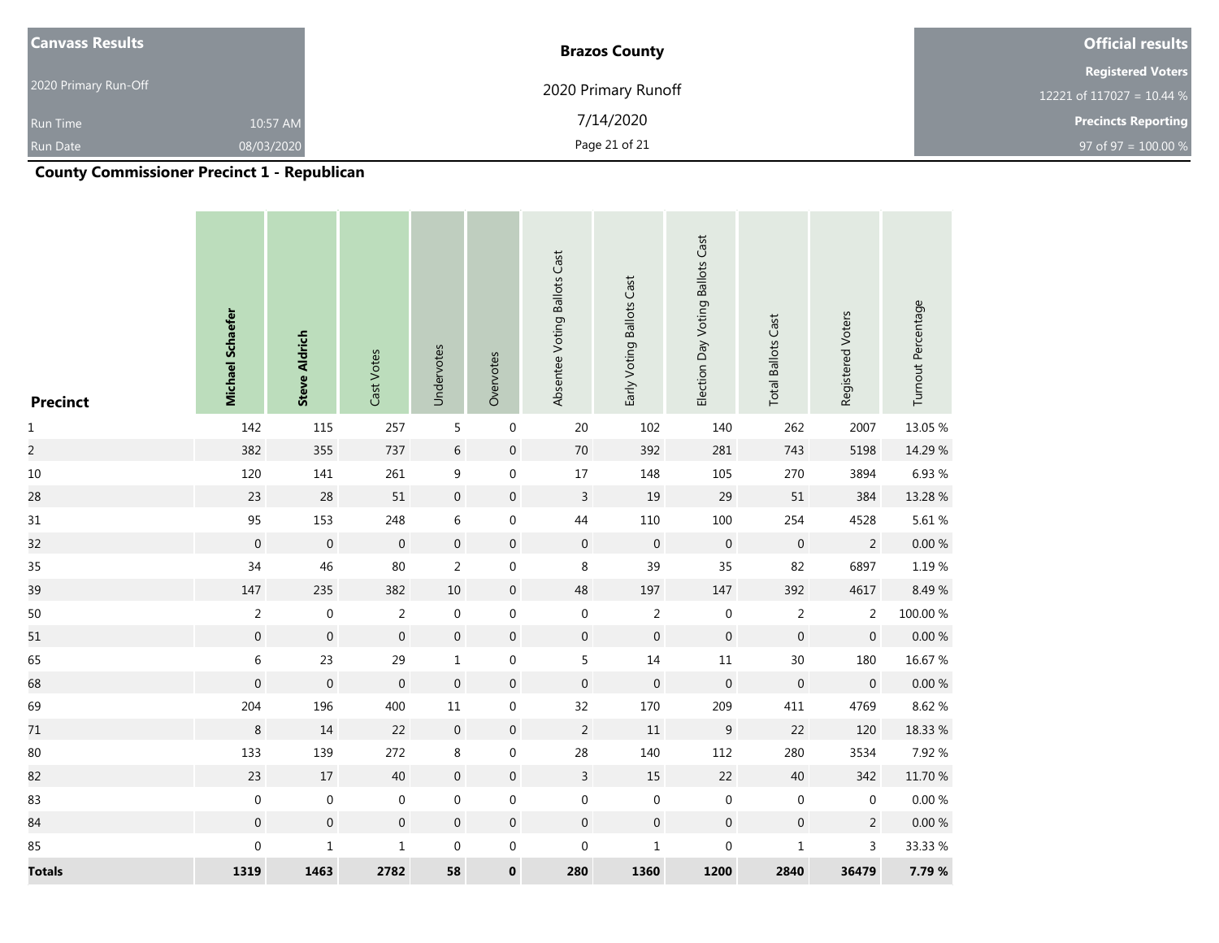| Canvass Results | Brazos County | Official results |
|---|---|---|
| 2020 Primary Run-Off | 2020 Primary Runoff | Registered Voters |
| Run Time 10:57 AM | 7/14/2020 | 12221 of 117027 = 10.44 % |
| Run Date 08/03/2020 | | Precincts Reporting |
| | | 97 of 97 = 100.00 % |

## County Commissioner Precinct 1 - Republican

| Precinct | **Michael Schaefer** | **Steve Aldrich** | Cast Votes | Undervotes | Overvotes | Absentee Voting Ballots Cast | Early Voting Ballots Cast | Election Day Voting Ballots Cast | Total Ballots Cast | Registered Voters | Turnout Percentage |
|---|---|---|---|---|---|---|---|---|---|---|---|
| 1 | 142 | 115 | 257 | 5 | 0 | 20 | 102 | 140 | 262 | 2007 | 13.05 % |
| 2 | 382 | 355 | 737 | 6 | 0 | 70 | 392 | 281 | 743 | 5198 | 14.29 % |
| 10 | 120 | 141 | 261 | 9 | 0 | 17 | 148 | 105 | 270 | 3894 | 6.93 % |
| 28 | 23 | 28 | 51 | 0 | 0 | 3 | 19 | 29 | 51 | 384 | 13.28 % |
| 31 | 95 | 153 | 248 | 6 | 0 | 44 | 110 | 100 | 254 | 4528 | 5.61 % |
| 32 | 0 | 0 | 0 | 0 | 0 | 0 | 0 | 0 | 0 | 2 | 0.00 % |
| 35 | 34 | 46 | 80 | 2 | 0 | 8 | 39 | 35 | 82 | 6897 | 1.19 % |
| 39 | 147 | 235 | 382 | 10 | 0 | 48 | 197 | 147 | 392 | 4617 | 8.49 % |
| 50 | 2 | 0 | 2 | 0 | 0 | 0 | 2 | 0 | 2 | 2 | 100.00 % |
| 51 | 0 | 0 | 0 | 0 | 0 | 0 | 0 | 0 | 0 | 0 | 0.00 % |
| 65 | 6 | 23 | 29 | 1 | 0 | 5 | 14 | 11 | 30 | 180 | 16.67 % |
| 68 | 0 | 0 | 0 | 0 | 0 | 0 | 0 | 0 | 0 | 0 | 0.00 % |
| 69 | 204 | 196 | 400 | 11 | 0 | 32 | 170 | 209 | 411 | 4769 | 8.62 % |
| 71 | 8 | 14 | 22 | 0 | 0 | 2 | 11 | 9 | 22 | 120 | 18.33 % |
| 80 | 133 | 139 | 272 | 8 | 0 | 28 | 140 | 112 | 280 | 3534 | 7.92 % |
| 82 | 23 | 17 | 40 | 0 | 0 | 3 | 15 | 22 | 40 | 342 | 11.70 % |
| 83 | 0 | 0 | 0 | 0 | 0 | 0 | 0 | 0 | 0 | 0 | 0.00 % |
| 84 | 0 | 0 | 0 | 0 | 0 | 0 | 0 | 0 | 0 | 2 | 0.00 % |
| 85 | 0 | 1 | 1 | 0 | 0 | 0 | 1 | 0 | 1 | 3 | 33.33 % |
| **Totals** | **1319** | **1463** | **2782** | **58** | **0** | **280** | **1360** | **1200** | **2840** | **36479** | **7.79 %** |